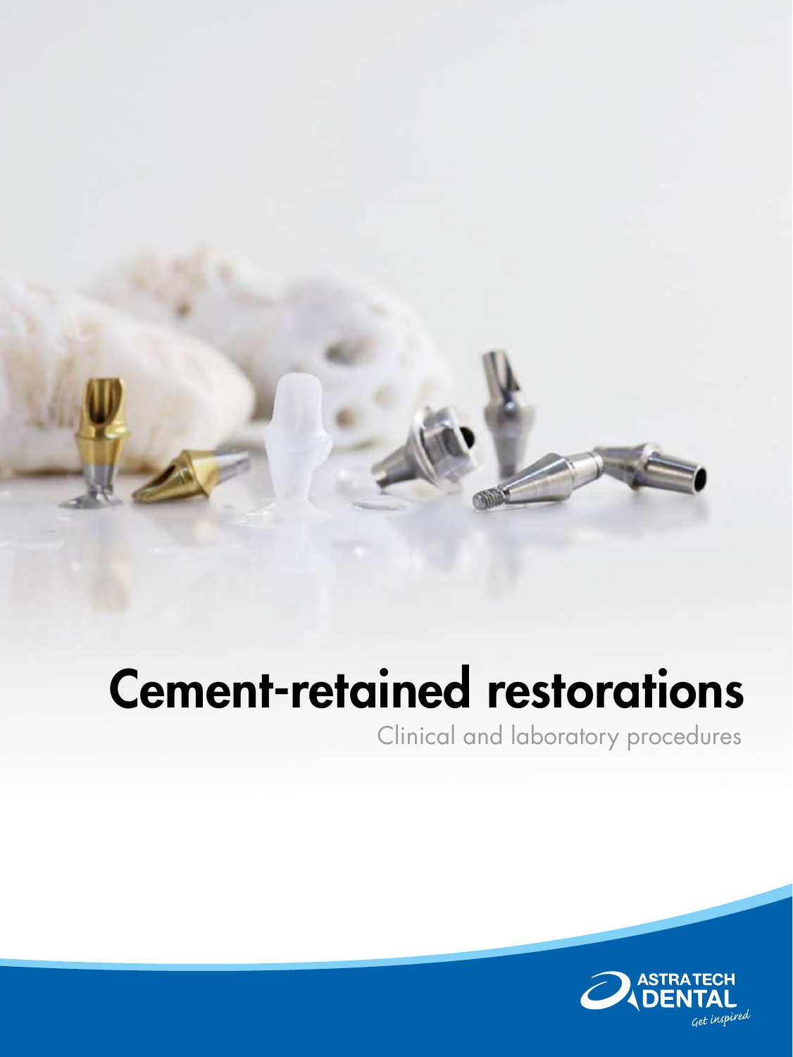# Cement-retained restorations

Clinical and laboratory procedures

ASTRA TECH DENTAL

*Get inspired*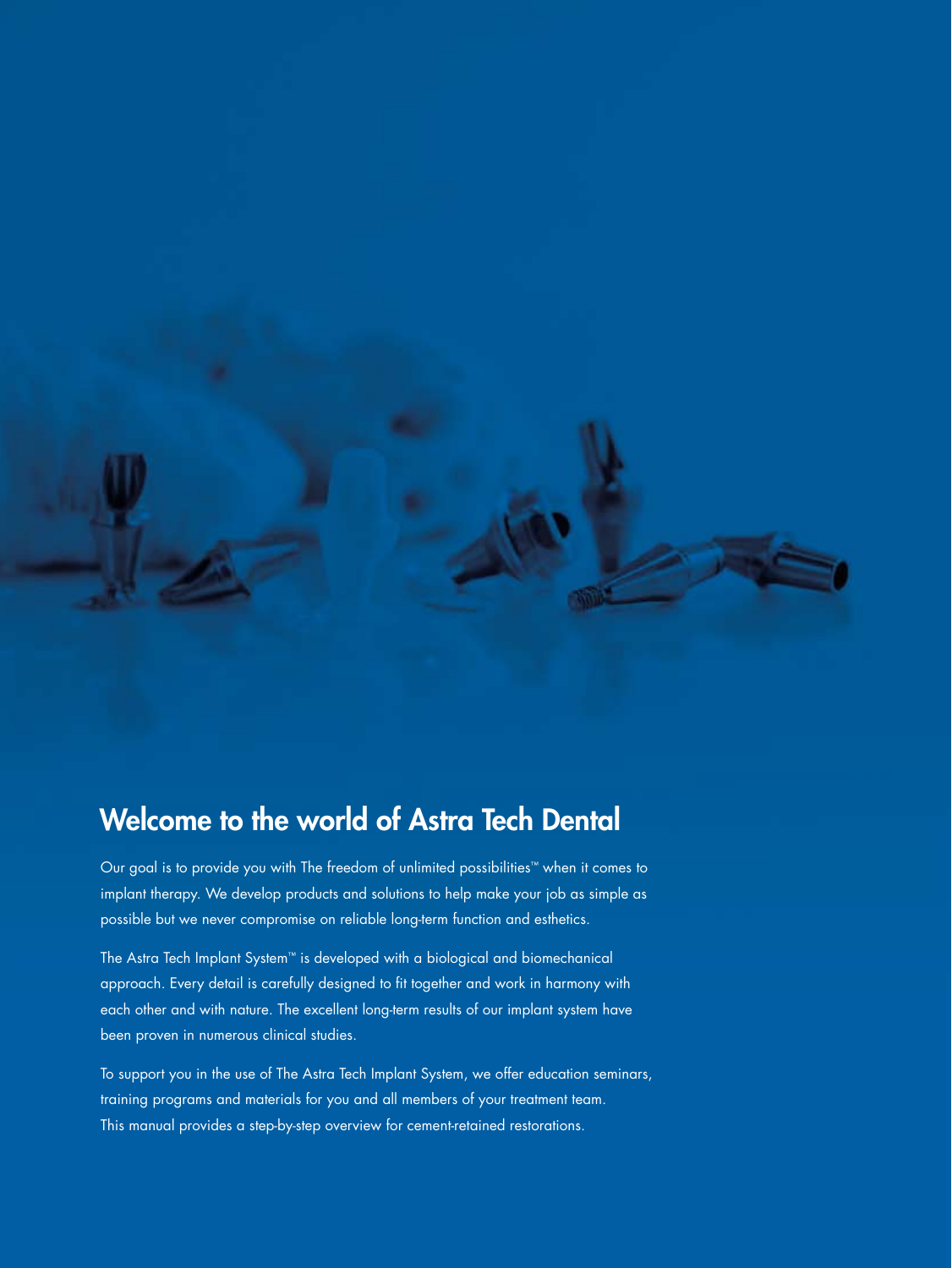# Welcome to the world of Astra Tech Dental

Our goal is to provide you with The freedom of unlimited possibilities™ when it comes to implant therapy. We develop products and solutions to help make your job as simple as possible but we never compromise on reliable long-term function and esthetics.

The Astra Tech Implant System™ is developed with a biological and biomechanical approach. Every detail is carefully designed to fit together and work in harmony with each other and with nature. The excellent long-term results of our implant system have been proven in numerous clinical studies.

To support you in the use of The Astra Tech Implant System, we offer education seminars, training programs and materials for you and all members of your treatment team. This manual provides a step-by-step overview for cement-retained restorations.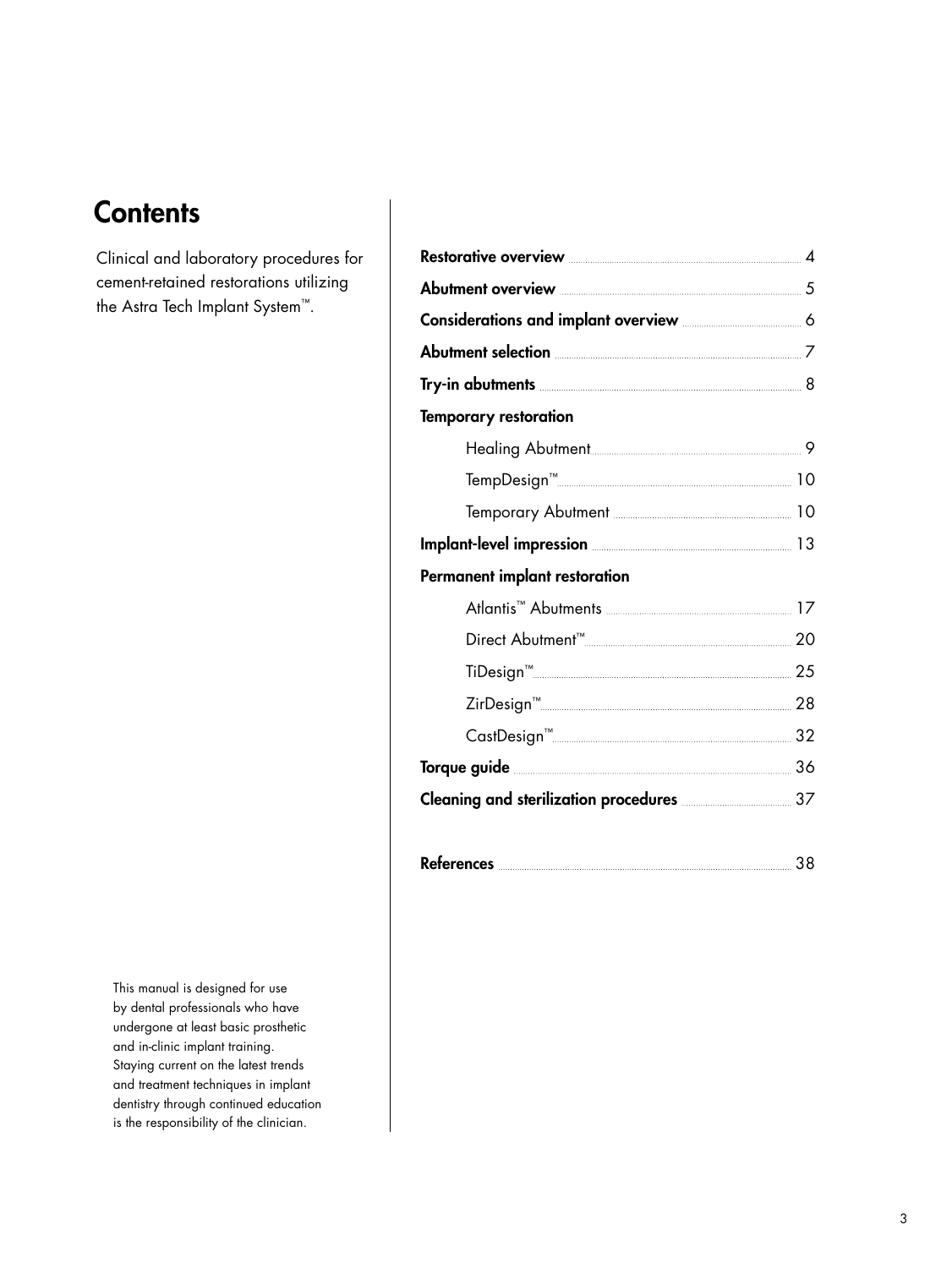# Contents

Clinical and laboratory procedures for cement-retained restorations utilizing the Astra Tech Implant System™.

This manual is designed for use by dental professionals who have undergone at least basic prosthetic and in-clinic implant training. Staying current on the latest trends and treatment techniques in implant dentistry through continued education is the responsibility of the clinician.

- **Restorative overview** ... 4
- **Abutment overview** ... 5
- **Considerations and implant overview** ... 6
- **Abutment selection** ... 7
- **Try-in abutments** ... 8
- **Temporary restoration**
  - Healing Abutment ... 9
  - TempDesign™ ... 10
  - Temporary Abutment ... 10
- **Implant-level impression** ... 13
- **Permanent implant restoration**
  - Atlantis™ Abutments ... 17
  - Direct Abutment™ ... 20
  - TiDesign™ ... 25
  - ZirDesign™ ... 28
  - CastDesign™ ... 32
- **Torque guide** ... 36
- **Cleaning and sterilization procedures** ... 37

- **References** ... 38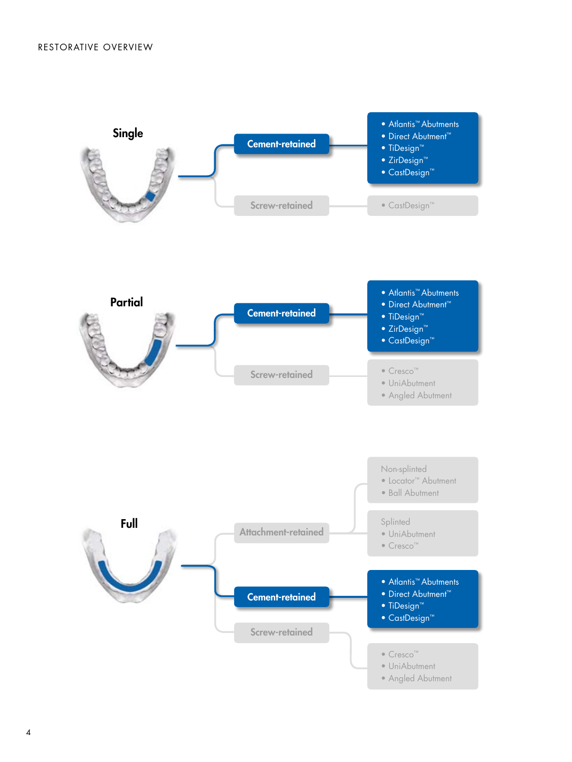# RESTORATIVE OVERVIEW

## Single

**Cement-retained**

- Atlantis™ Abutments
- Direct Abutment™
- TiDesign™
- ZirDesign™
- CastDesign™

**Screw-retained**

- CastDesign™

## Partial

**Cement-retained**

- Atlantis™ Abutments
- Direct Abutment™
- TiDesign™
- ZirDesign™
- CastDesign™

**Screw-retained**

- Cresco™
- UniAbutment
- Angled Abutment

## Full

**Attachment-retained**

Non-splinted
- Locator™ Abutment
- Ball Abutment

Splinted
- UniAbutment
- Cresco™

**Cement-retained**

- Atlantis™ Abutments
- Direct Abutment™
- TiDesign™
- CastDesign™

**Screw-retained**

- Cresco™
- UniAbutment
- Angled Abutment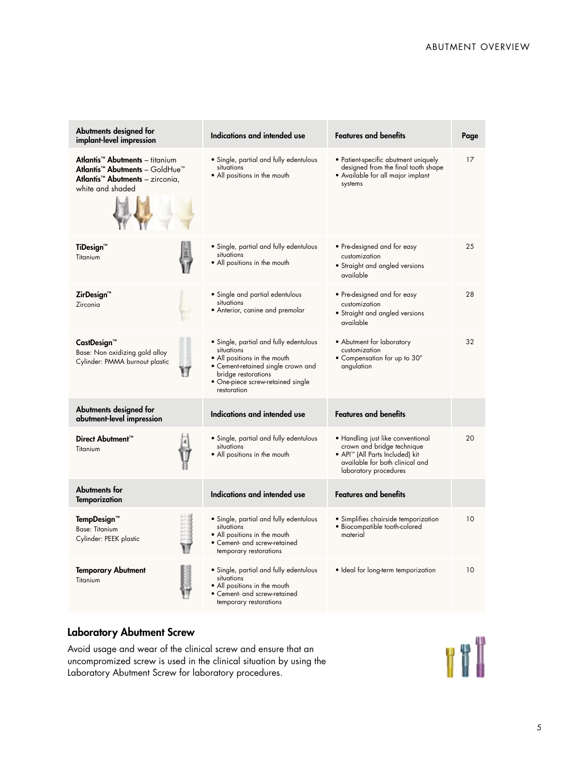| Abutments designed for implant-level impression | Indications and intended use | Features and benefits | Page |
|---|---|---|---|
| **Atlantis™ Abutments** – titanium<br>**Atlantis™ Abutments** – GoldHue™<br>**Atlantis™ Abutments** – zirconia, white and shaded | • Single, partial and fully edentulous situations<br>• All positions in the mouth | • Patient-specific abutment uniquely designed from the final tooth shape<br>• Available for all major implant systems | 17 |
| **TiDesign™**<br>Titanium | • Single, partial and fully edentulous situations<br>• All positions in the mouth | • Pre-designed and for easy customization<br>• Straight and angled versions available | 25 |
| **ZirDesign™**<br>Zirconia | • Single and partial edentulous situations<br>• Anterior, canine and premolar | • Pre-designed and for easy customization<br>• Straight and angled versions available | 28 |
| **CastDesign™**<br>Base: Non oxidizing gold alloy<br>Cylinder: PMMA burnout plastic | • Single, partial and fully edentulous situations<br>• All positions in the mouth<br>• Cement-retained single crown and bridge restorations<br>• One-piece screw-retained single restoration | • Abutment for laboratory customization<br>• Compensation for up to 30° angulation | 32 |
| **Abutments designed for abutment-level impression** | **Indications and intended use** | **Features and benefits** | |
| **Direct Abutment™**<br>Titanium | • Single, partial and fully edentulous situations<br>• All positions in the mouth | • Handling just like conventional crown and bridge technique<br>• API™ (All Parts Included) kit available for both clinical and laboratory procedures | 20 |
| **Abutments for Temporization** | **Indications and intended use** | **Features and benefits** | |
| **TempDesign™**<br>Base: Titanium<br>Cylinder: PEEK plastic | • Single, partial and fully edentulous situations<br>• All positions in the mouth<br>• Cement- and screw-retained temporary restorations | • Simplifies chairside temporization<br>• Biocompatible tooth-colored material | 10 |
| **Temporary Abutment**<br>Titanium | • Single, partial and fully edentulous situations<br>• All positions in the mouth<br>• Cement- and screw-retained temporary restorations | • Ideal for long-term temporization | 10 |

## Laboratory Abutment Screw

Avoid usage and wear of the clinical screw and ensure that an uncompromized screw is used in the clinical situation by using the Laboratory Abutment Screw for laboratory procedures.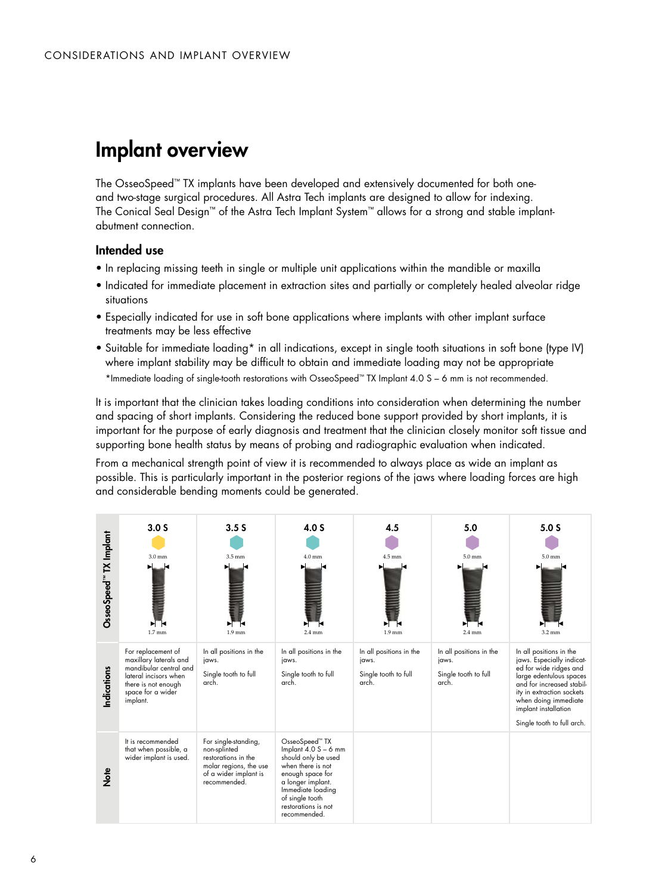# Implant overview

The OsseoSpeed™ TX implants have been developed and extensively documented for both one- and two-stage surgical procedures. All Astra Tech implants are designed to allow for indexing. The Conical Seal Design™ of the Astra Tech Implant System™ allows for a strong and stable implant-abutment connection.

## Intended use

- In replacing missing teeth in single or multiple unit applications within the mandible or maxilla
- Indicated for immediate placement in extraction sites and partially or completely healed alveolar ridge situations
- Especially indicated for use in soft bone applications where implants with other implant surface treatments may be less effective
- Suitable for immediate loading* in all indications, except in single tooth situations in soft bone (type IV) where implant stability may be difficult to obtain and immediate loading may not be appropriate

*Immediate loading of single-tooth restorations with OsseoSpeed™ TX Implant 4.0 S – 6 mm is not recommended.

It is important that the clinician takes loading conditions into consideration when determining the number and spacing of short implants. Considering the reduced bone support provided by short implants, it is important for the purpose of early diagnosis and treatment that the clinician closely monitor soft tissue and supporting bone health status by means of probing and radiographic evaluation when indicated.

From a mechanical strength point of view it is recommended to always place as wide an implant as possible. This is particularly important in the posterior regions of the jaws where loading forces are high and considerable bending moments could be generated.

| OsseoSpeed™ TX Implant | 3.0 S | 3.5 S | 4.0 S | 4.5 | 5.0 | 5.0 S |
|---|---|---|---|---|---|---|
| | 3.0 mm / 1.7 mm | 3.5 mm / 1.9 mm | 4.0 mm / 2.4 mm | 4.5 mm / 1.9 mm | 5.0 mm / 2.4 mm | 5.0 mm / 3.2 mm |
| Indications | For replacement of maxillary laterals and mandibular central and lateral incisors when there is not enough space for a wider implant. | In all positions in the jaws. Single tooth to full arch. | In all positions in the jaws. Single tooth to full arch. | In all positions in the jaws. Single tooth to full arch. | In all positions in the jaws. Single tooth to full arch. | In all positions in the jaws. Especially indicated for wide ridges and large edentulous spaces and for increased stability in extraction sockets when doing immediate implant installation. Single tooth to full arch. |
| Note | It is recommended that when possible, a wider implant is used. | For single-standing, non-splinted restorations in the molar regions, the use of a wider implant is recommended. | OsseoSpeed™ TX Implant 4.0 S – 6 mm should only be used when there is not enough space for a longer implant. Immediate loading of single tooth restorations is not recommended. | | | |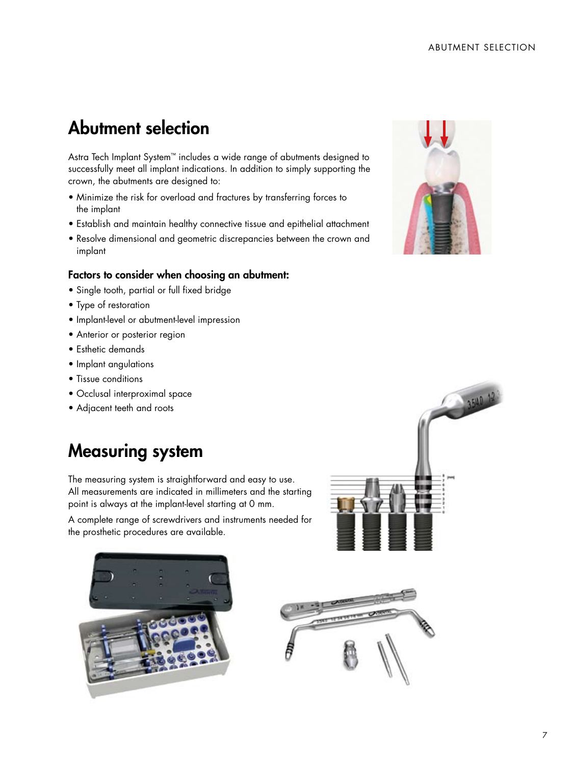# Abutment selection

Astra Tech Implant System™ includes a wide range of abutments designed to successfully meet all implant indications. In addition to simply supporting the crown, the abutments are designed to:

- Minimize the risk for overload and fractures by transferring forces to the implant
- Establish and maintain healthy connective tissue and epithelial attachment
- Resolve dimensional and geometric discrepancies between the crown and implant

### Factors to consider when choosing an abutment:

- Single tooth, partial or full fixed bridge
- Type of restoration
- Implant-level or abutment-level impression
- Anterior or posterior region
- Esthetic demands
- Implant angulations
- Tissue conditions
- Occlusal interproximal space
- Adjacent teeth and roots

# Measuring system

The measuring system is straightforward and easy to use. All measurements are indicated in millimeters and the starting point is always at the implant-level starting at 0 mm.

A complete range of screwdrivers and instruments needed for the prosthetic procedures are available.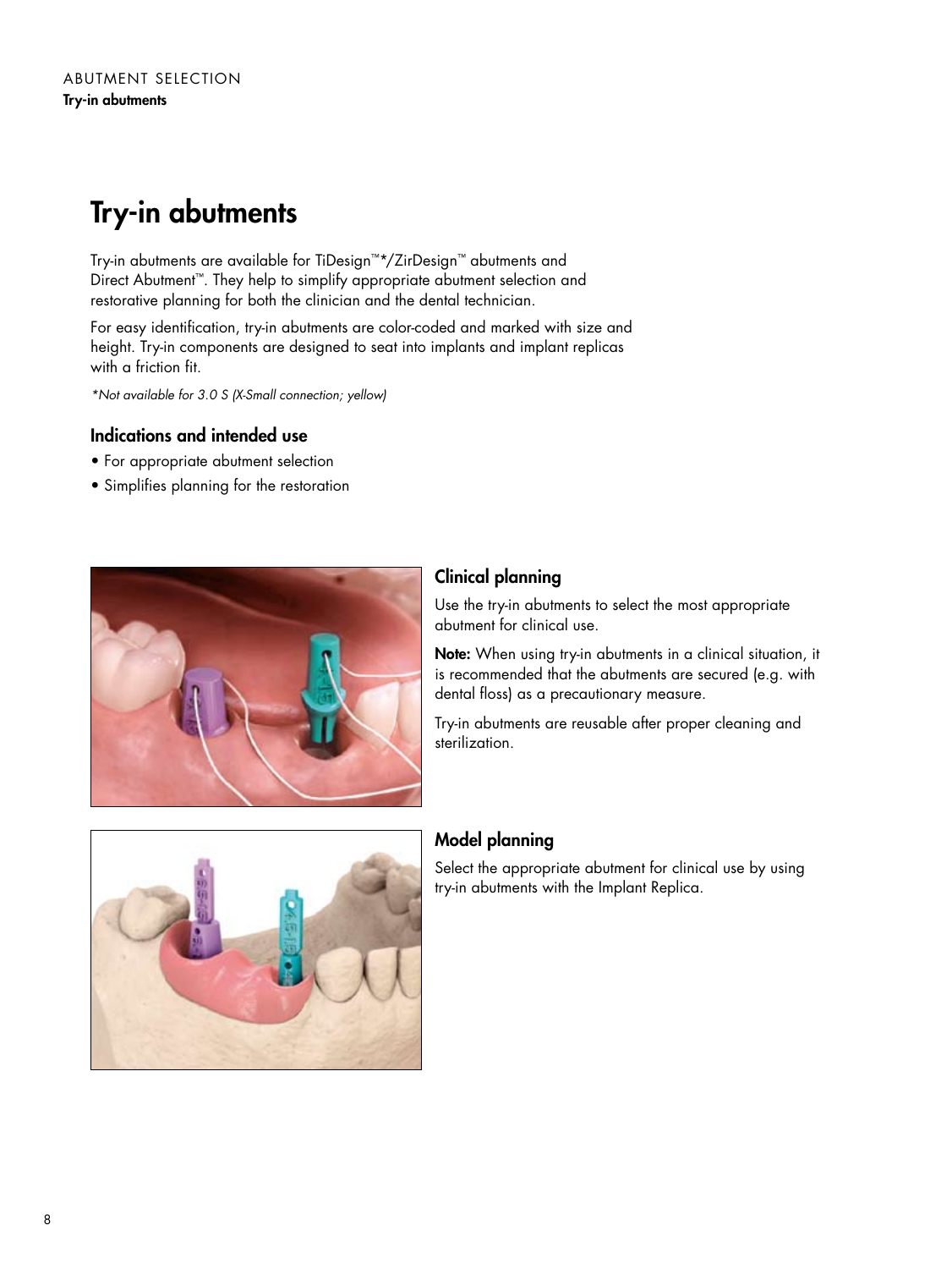# Try-in abutments

Try-in abutments are available for TiDesign™*/ZirDesign™ abutments and Direct Abutment™. They help to simplify appropriate abutment selection and restorative planning for both the clinician and the dental technician.

For easy identification, try-in abutments are color-coded and marked with size and height. Try-in components are designed to seat into implants and implant replicas with a friction fit.

*\*Not available for 3.0 S (X-Small connection; yellow)*

### Indications and intended use

- For appropriate abutment selection
- Simplifies planning for the restoration

### Clinical planning

Use the try-in abutments to select the most appropriate abutment for clinical use.

**Note:** When using try-in abutments in a clinical situation, it is recommended that the abutments are secured (e.g. with dental floss) as a precautionary measure.

Try-in abutments are reusable after proper cleaning and sterilization.

### Model planning

Select the appropriate abutment for clinical use by using try-in abutments with the Implant Replica.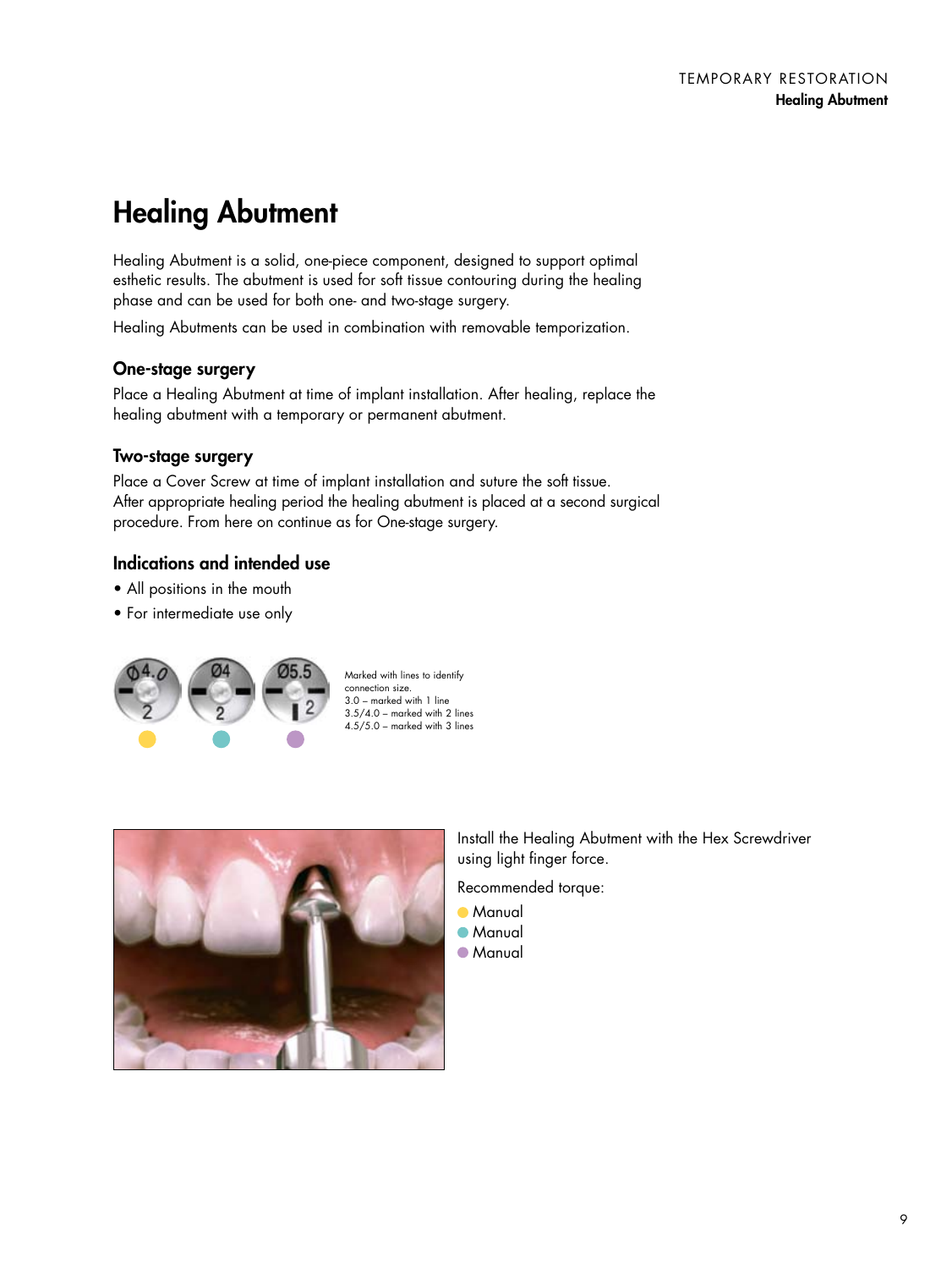# Healing Abutment

Healing Abutment is a solid, one-piece component, designed to support optimal esthetic results. The abutment is used for soft tissue contouring during the healing phase and can be used for both one- and two-stage surgery.

Healing Abutments can be used in combination with removable temporization.

## One-stage surgery

Place a Healing Abutment at time of implant installation. After healing, replace the healing abutment with a temporary or permanent abutment.

## Two-stage surgery

Place a Cover Screw at time of implant installation and suture the soft tissue. After appropriate healing period the healing abutment is placed at a second surgical procedure. From here on continue as for One-stage surgery.

## Indications and intended use

- All positions in the mouth
- For intermediate use only

Marked with lines to identify connection size.
3.0 – marked with 1 line
3.5/4.0 – marked with 2 lines
4.5/5.0 – marked with 3 lines

Install the Healing Abutment with the Hex Screwdriver using light finger force.

Recommended torque:

- Manual
- Manual
- Manual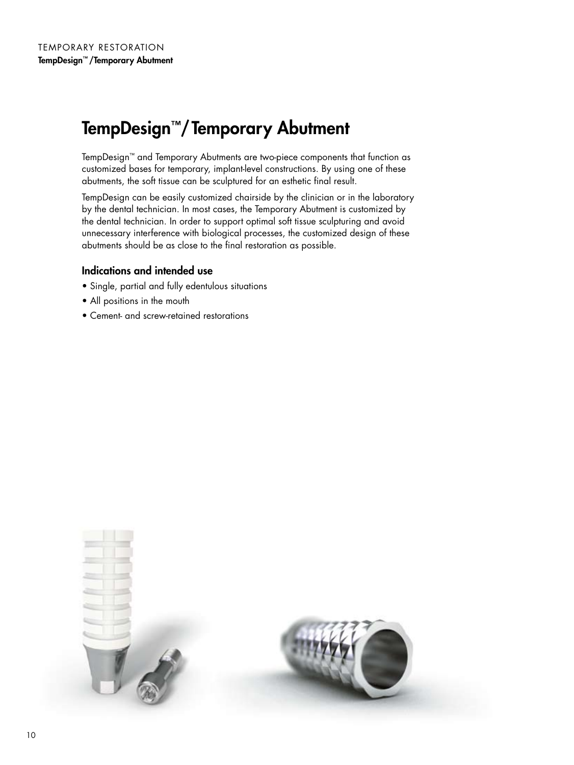# TempDesign™/ Temporary Abutment

TempDesign™ and Temporary Abutments are two-piece components that function as customized bases for temporary, implant-level constructions. By using one of these abutments, the soft tissue can be sculptured for an esthetic final result.

TempDesign can be easily customized chairside by the clinician or in the laboratory by the dental technician. In most cases, the Temporary Abutment is customized by the dental technician. In order to support optimal soft tissue sculpturing and avoid unnecessary interference with biological processes, the customized design of these abutments should be as close to the final restoration as possible.

## Indications and intended use

- Single, partial and fully edentulous situations
- All positions in the mouth
- Cement- and screw-retained restorations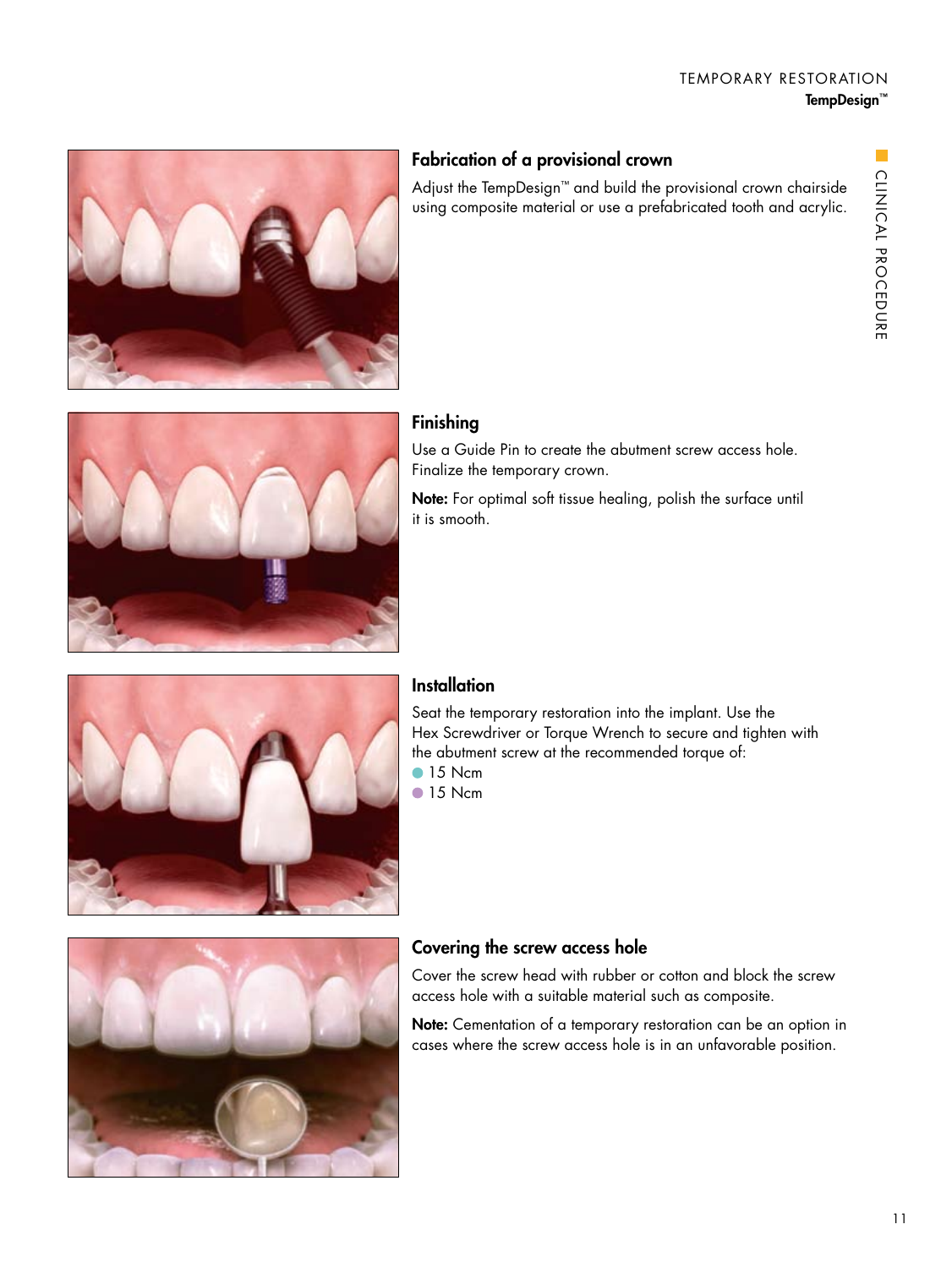## Fabrication of a provisional crown

Adjust the TempDesign™ and build the provisional crown chairside using composite material or use a prefabricated tooth and acrylic.

## Finishing

Use a Guide Pin to create the abutment screw access hole. Finalize the temporary crown.

**Note:** For optimal soft tissue healing, polish the surface until it is smooth.

## Installation

Seat the temporary restoration into the implant. Use the Hex Screwdriver or Torque Wrench to secure and tighten with the abutment screw at the recommended torque of:

- 15 Ncm
- 15 Ncm

## Covering the screw access hole

Cover the screw head with rubber or cotton and block the screw access hole with a suitable material such as composite.

**Note:** Cementation of a temporary restoration can be an option in cases where the screw access hole is in an unfavorable position.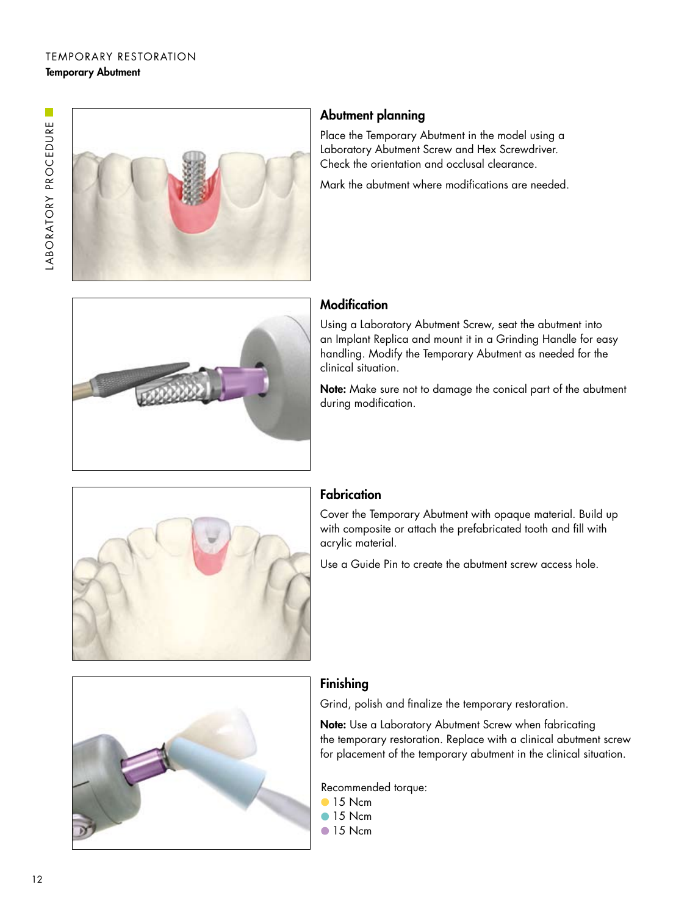TEMPORARY RESTORATION

**Temporary Abutment**

LABORATORY PROCEDURE

## Abutment planning

Place the Temporary Abutment in the model using a Laboratory Abutment Screw and Hex Screwdriver. Check the orientation and occlusal clearance.

Mark the abutment where modifications are needed.

## Modification

Using a Laboratory Abutment Screw, seat the abutment into an Implant Replica and mount it in a Grinding Handle for easy handling. Modify the Temporary Abutment as needed for the clinical situation.

**Note:** Make sure not to damage the conical part of the abutment during modification.

## Fabrication

Cover the Temporary Abutment with opaque material. Build up with composite or attach the prefabricated tooth and fill with acrylic material.

Use a Guide Pin to create the abutment screw access hole.

## Finishing

Grind, polish and finalize the temporary restoration.

**Note:** Use a Laboratory Abutment Screw when fabricating the temporary restoration. Replace with a clinical abutment screw for placement of the temporary abutment in the clinical situation.

Recommended torque:

- 15 Ncm
- 15 Ncm
- 15 Ncm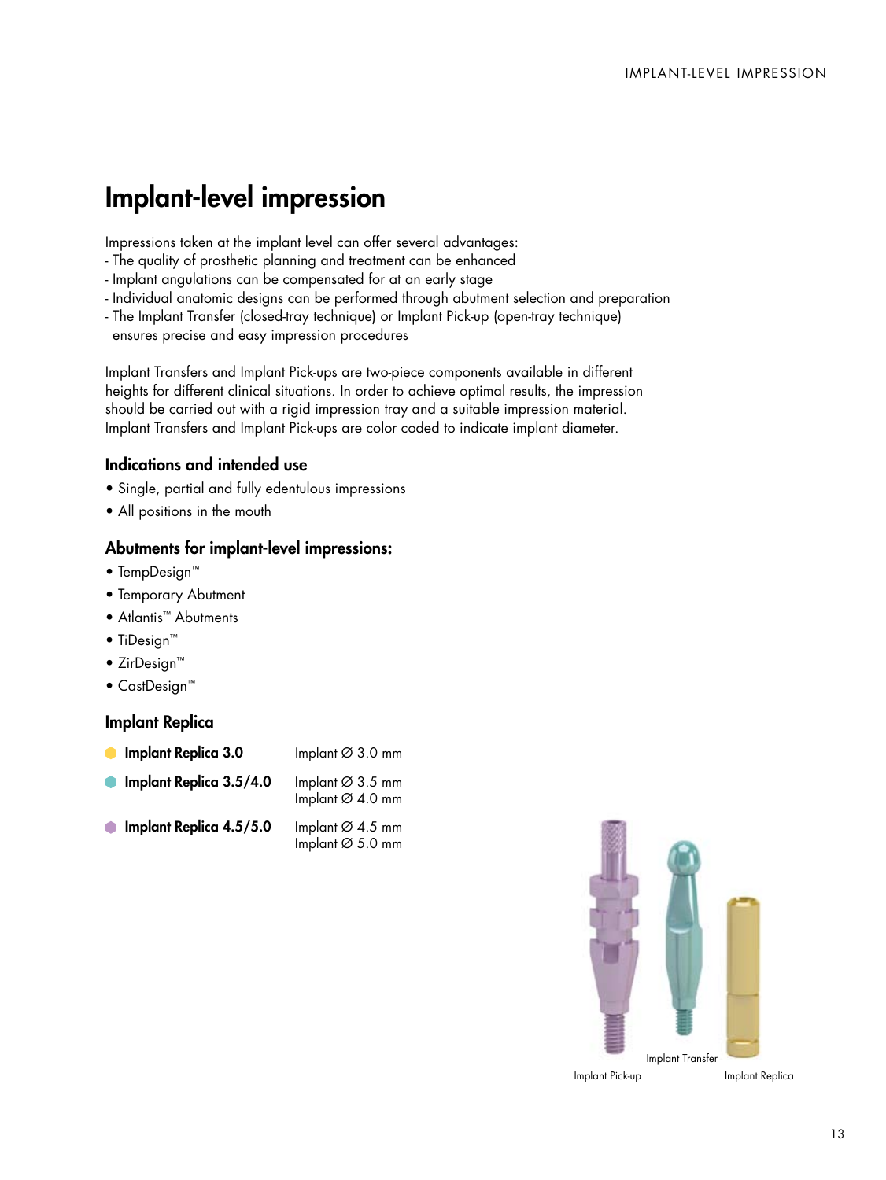# Implant-level impression

Impressions taken at the implant level can offer several advantages:
- The quality of prosthetic planning and treatment can be enhanced
- Implant angulations can be compensated for at an early stage
- Individual anatomic designs can be performed through abutment selection and preparation
- The Implant Transfer (closed-tray technique) or Implant Pick-up (open-tray technique) ensures precise and easy impression procedures

Implant Transfers and Implant Pick-ups are two-piece components available in different heights for different clinical situations. In order to achieve optimal results, the impression should be carried out with a rigid impression tray and a suitable impression material. Implant Transfers and Implant Pick-ups are color coded to indicate implant diameter.

### Indications and intended use

- Single, partial and fully edentulous impressions
- All positions in the mouth

### Abutments for implant-level impressions:

- TempDesign™
- Temporary Abutment
- Atlantis™ Abutments
- TiDesign™
- ZirDesign™
- CastDesign™

### Implant Replica

| | |
|---|---|
| **Implant Replica 3.0** | Implant Ø 3.0 mm |
| **Implant Replica 3.5/4.0** | Implant Ø 3.5 mm<br>Implant Ø 4.0 mm |
| **Implant Replica 4.5/5.0** | Implant Ø 4.5 mm<br>Implant Ø 5.0 mm |

Implant Pick-up

Implant Transfer

Implant Replica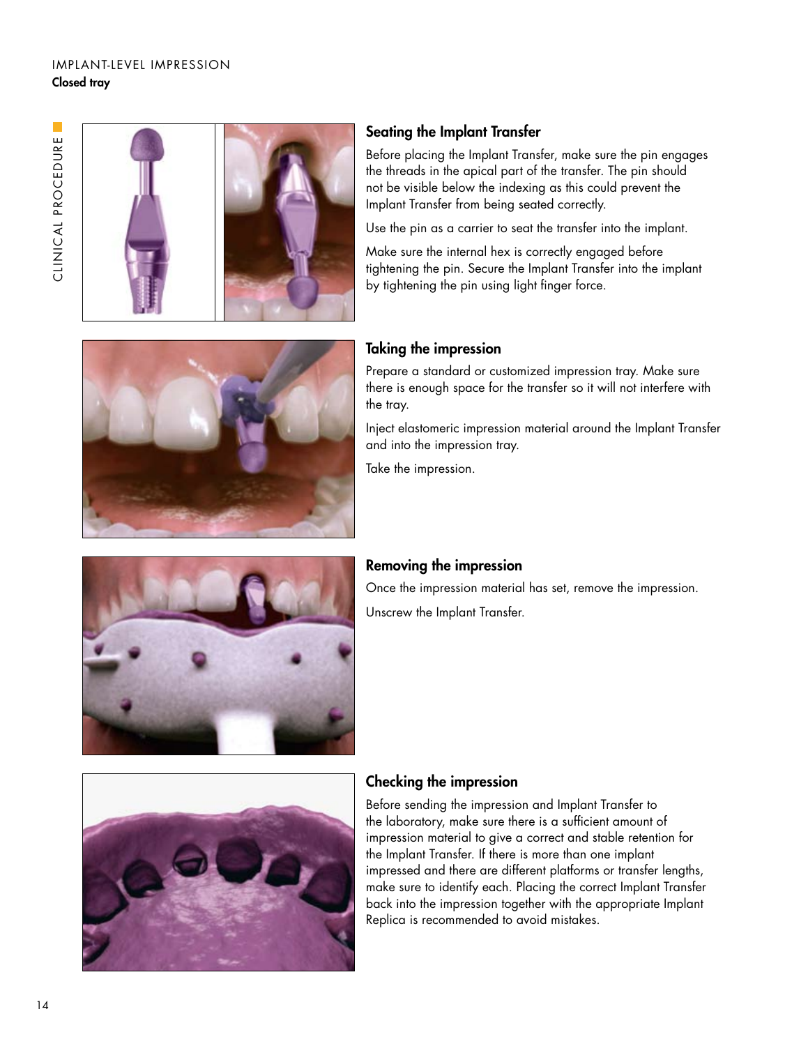IMPLANT-LEVEL IMPRESSION

**Closed tray**

CLINICAL PROCEDURE

## Seating the Implant Transfer

Before placing the Implant Transfer, make sure the pin engages the threads in the apical part of the transfer. The pin should not be visible below the indexing as this could prevent the Implant Transfer from being seated correctly.

Use the pin as a carrier to seat the transfer into the implant.

Make sure the internal hex is correctly engaged before tightening the pin. Secure the Implant Transfer into the implant by tightening the pin using light finger force.

## Taking the impression

Prepare a standard or customized impression tray. Make sure there is enough space for the transfer so it will not interfere with the tray.

Inject elastomeric impression material around the Implant Transfer and into the impression tray.

Take the impression.

## Removing the impression

Once the impression material has set, remove the impression.

Unscrew the Implant Transfer.

## Checking the impression

Before sending the impression and Implant Transfer to the laboratory, make sure there is a sufficient amount of impression material to give a correct and stable retention for the Implant Transfer. If there is more than one implant impressed and there are different platforms or transfer lengths, make sure to identify each. Placing the correct Implant Transfer back into the impression together with the appropriate Implant Replica is recommended to avoid mistakes.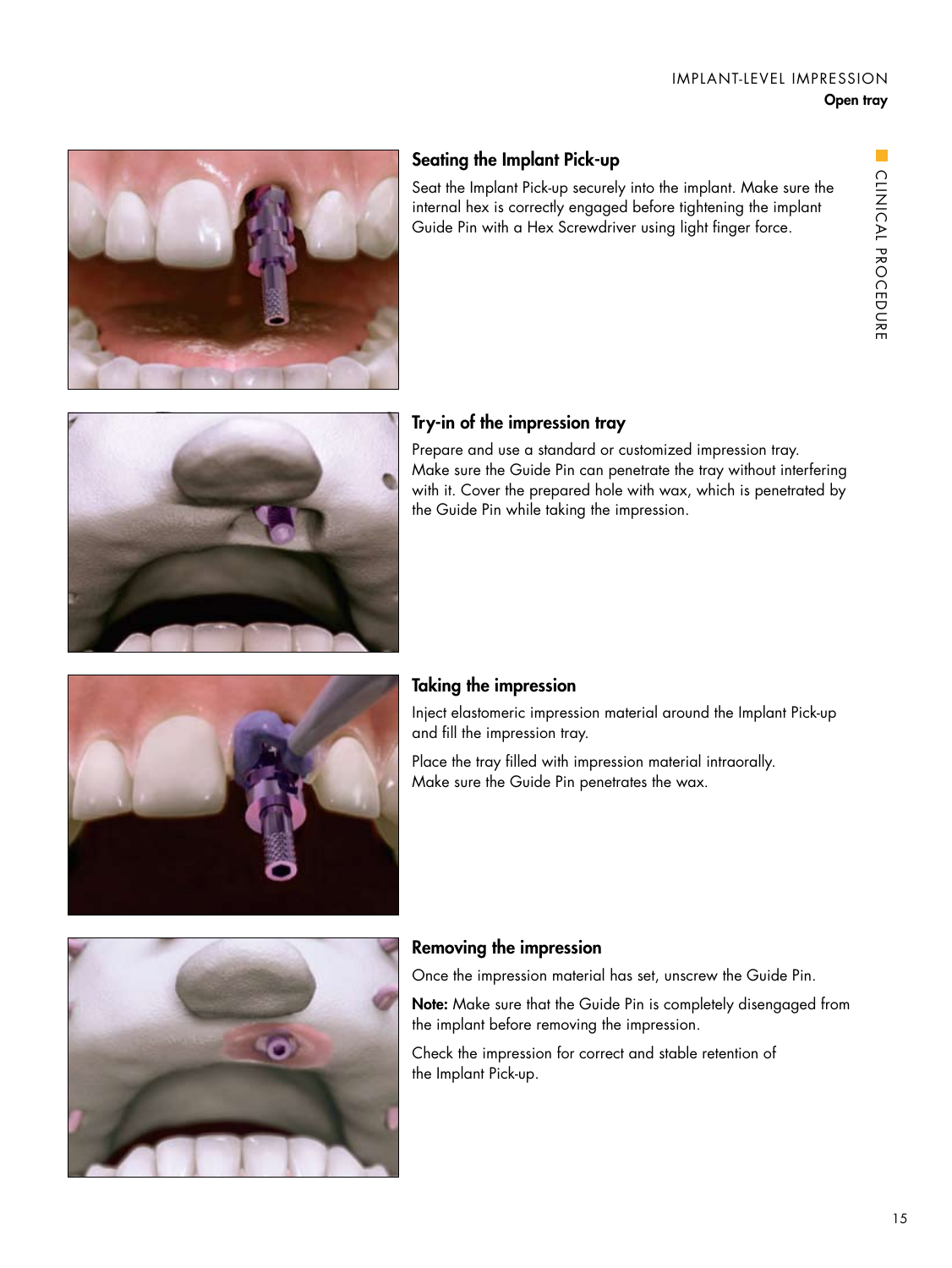## Seating the Implant Pick-up

Seat the Implant Pick-up securely into the implant. Make sure the internal hex is correctly engaged before tightening the implant Guide Pin with a Hex Screwdriver using light finger force.

## Try-in of the impression tray

Prepare and use a standard or customized impression tray. Make sure the Guide Pin can penetrate the tray without interfering with it. Cover the prepared hole with wax, which is penetrated by the Guide Pin while taking the impression.

## Taking the impression

Inject elastomeric impression material around the Implant Pick-up and fill the impression tray.

Place the tray filled with impression material intraorally. Make sure the Guide Pin penetrates the wax.

## Removing the impression

Once the impression material has set, unscrew the Guide Pin.

**Note:** Make sure that the Guide Pin is completely disengaged from the implant before removing the impression.

Check the impression for correct and stable retention of the Implant Pick-up.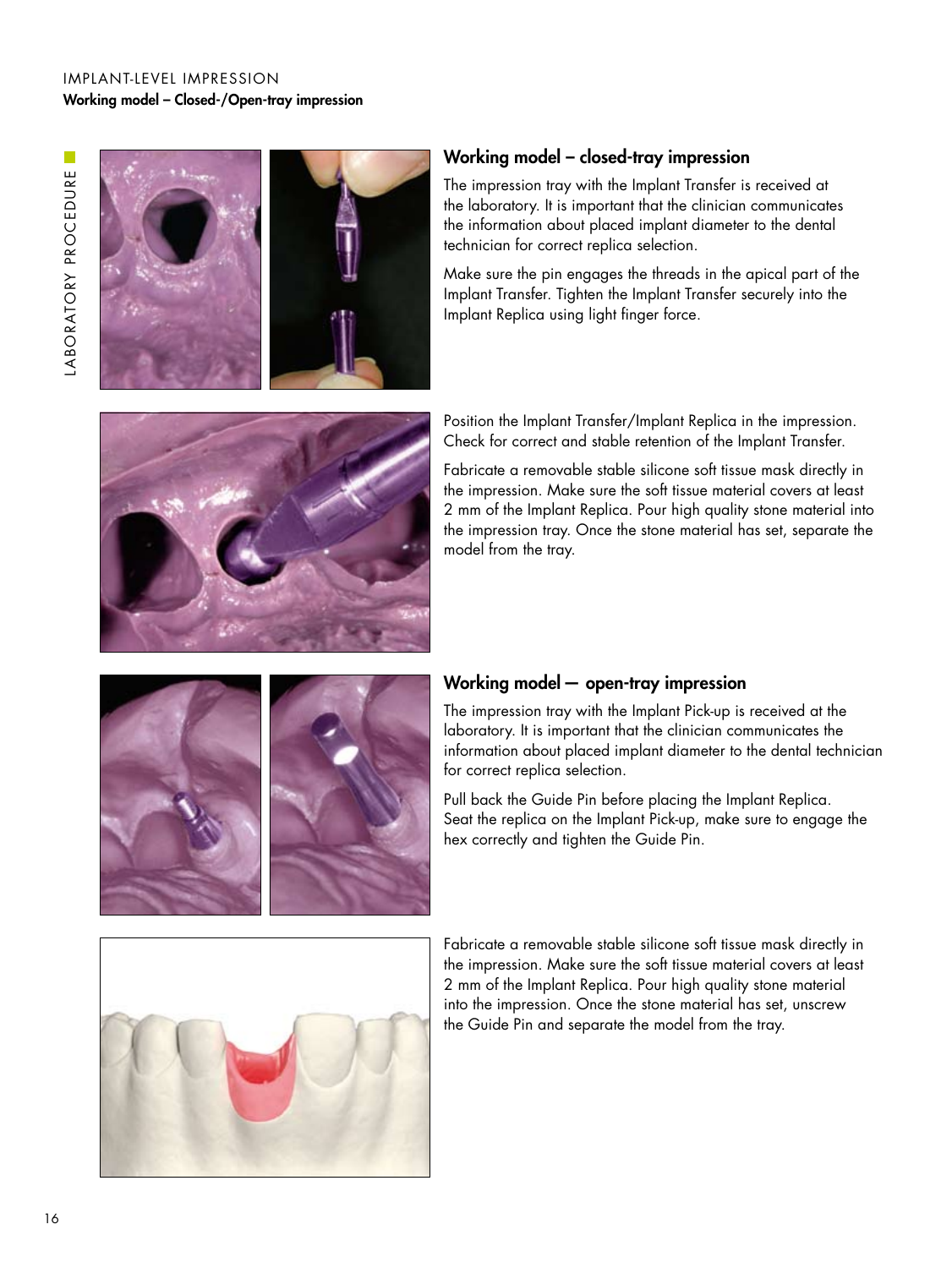IMPLANT-LEVEL IMPRESSION

**Working model – Closed-/Open-tray impression**

LABORATORY PROCEDURE

## Working model – closed-tray impression

The impression tray with the Implant Transfer is received at the laboratory. It is important that the clinician communicates the information about placed implant diameter to the dental technician for correct replica selection.

Make sure the pin engages the threads in the apical part of the Implant Transfer. Tighten the Implant Transfer securely into the Implant Replica using light finger force.

Position the Implant Transfer/Implant Replica in the impression. Check for correct and stable retention of the Implant Transfer.

Fabricate a removable stable silicone soft tissue mask directly in the impression. Make sure the soft tissue material covers at least 2 mm of the Implant Replica. Pour high quality stone material into the impression tray. Once the stone material has set, separate the model from the tray.

## Working model — open-tray impression

The impression tray with the Implant Pick-up is received at the laboratory. It is important that the clinician communicates the information about placed implant diameter to the dental technician for correct replica selection.

Pull back the Guide Pin before placing the Implant Replica. Seat the replica on the Implant Pick-up, make sure to engage the hex correctly and tighten the Guide Pin.

Fabricate a removable stable silicone soft tissue mask directly in the impression. Make sure the soft tissue material covers at least 2 mm of the Implant Replica. Pour high quality stone material into the impression. Once the stone material has set, unscrew the Guide Pin and separate the model from the tray.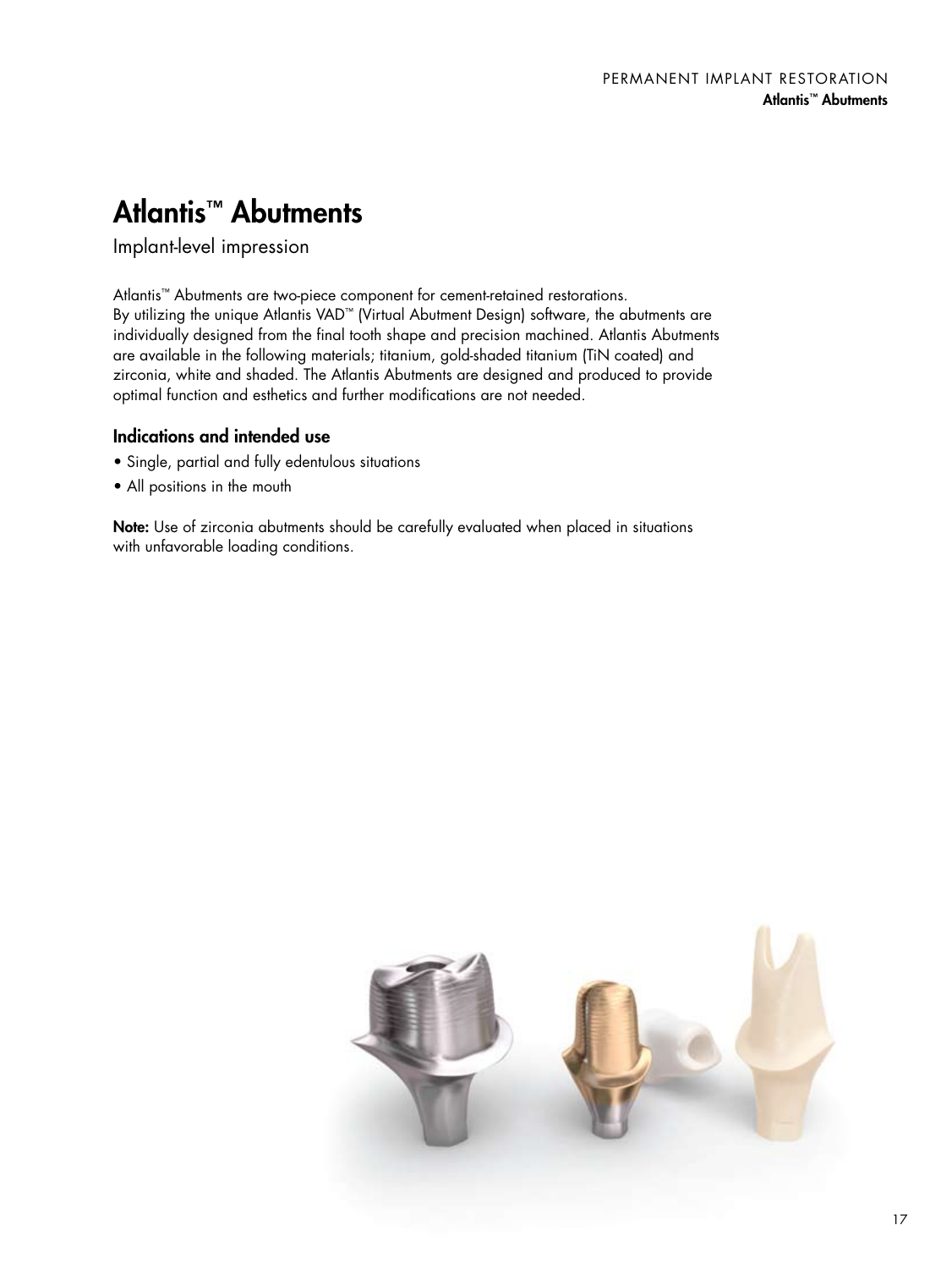# Atlantis™ Abutments

Implant-level impression

Atlantis™ Abutments are two-piece component for cement-retained restorations. By utilizing the unique Atlantis VAD™ (Virtual Abutment Design) software, the abutments are individually designed from the final tooth shape and precision machined. Atlantis Abutments are available in the following materials; titanium, gold-shaded titanium (TiN coated) and zirconia, white and shaded. The Atlantis Abutments are designed and produced to provide optimal function and esthetics and further modifications are not needed.

## Indications and intended use

- Single, partial and fully edentulous situations
- All positions in the mouth

**Note:** Use of zirconia abutments should be carefully evaluated when placed in situations with unfavorable loading conditions.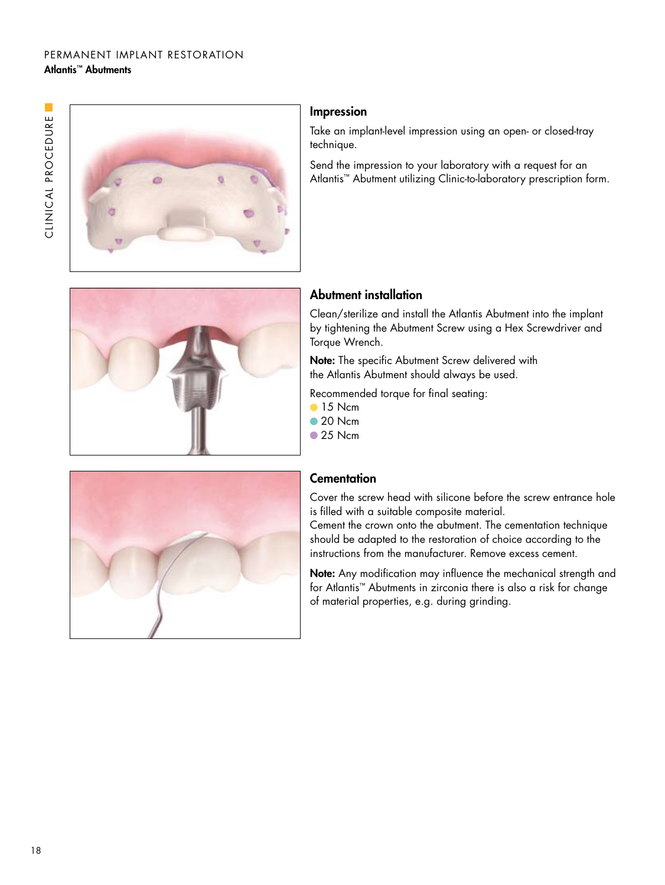PERMANENT IMPLANT RESTORATION

**Atlantis™ Abutments**

CLINICAL PROCEDURE

## Impression

Take an implant-level impression using an open- or closed-tray technique.

Send the impression to your laboratory with a request for an Atlantis™ Abutment utilizing Clinic-to-laboratory prescription form.

## Abutment installation

Clean/sterilize and install the Atlantis Abutment into the implant by tightening the Abutment Screw using a Hex Screwdriver and Torque Wrench.

**Note:** The specific Abutment Screw delivered with the Atlantis Abutment should always be used.

Recommended torque for final seating:

- 15 Ncm
- 20 Ncm
- 25 Ncm

## Cementation

Cover the screw head with silicone before the screw entrance hole is filled with a suitable composite material.
Cement the crown onto the abutment. The cementation technique should be adapted to the restoration of choice according to the instructions from the manufacturer. Remove excess cement.

**Note:** Any modification may influence the mechanical strength and for Atlantis™ Abutments in zirconia there is also a risk for change of material properties, e.g. during grinding.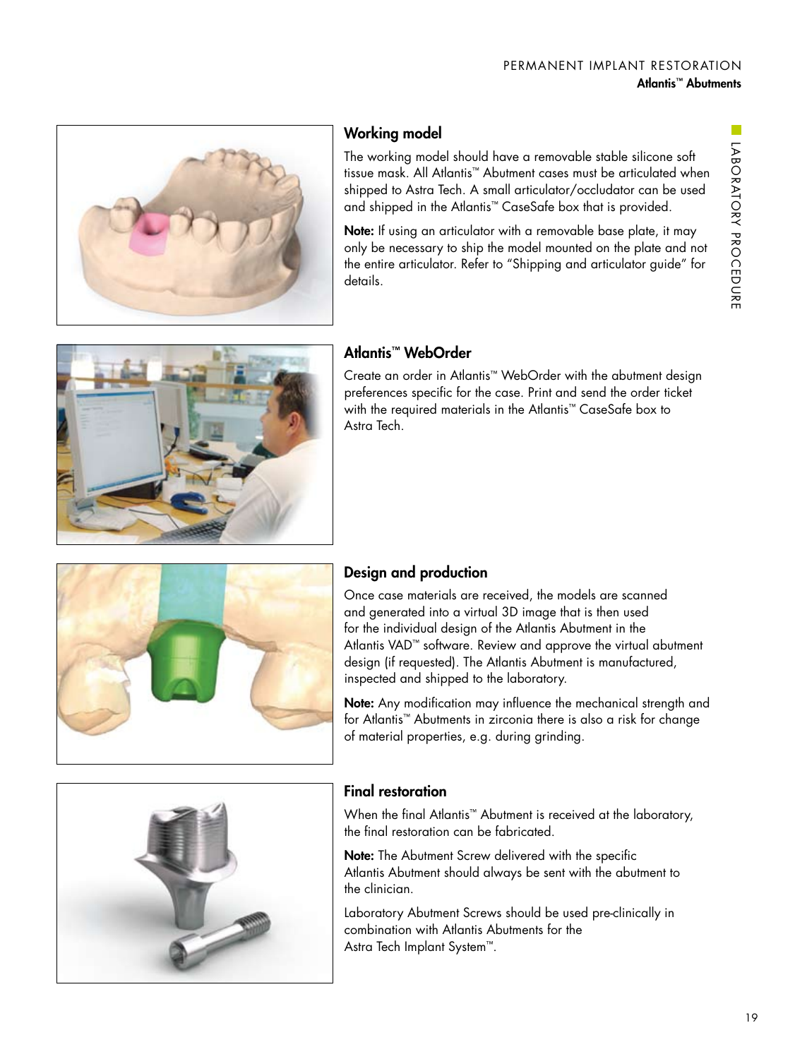## Working model

The working model should have a removable stable silicone soft tissue mask. All Atlantis™ Abutment cases must be articulated when shipped to Astra Tech. A small articulator/occludator can be used and shipped in the Atlantis™ CaseSafe box that is provided.

**Note:** If using an articulator with a removable base plate, it may only be necessary to ship the model mounted on the plate and not the entire articulator. Refer to "Shipping and articulator guide" for details.

## Atlantis™ WebOrder

Create an order in Atlantis™ WebOrder with the abutment design preferences specific for the case. Print and send the order ticket with the required materials in the Atlantis™ CaseSafe box to Astra Tech.

## Design and production

Once case materials are received, the models are scanned and generated into a virtual 3D image that is then used for the individual design of the Atlantis Abutment in the Atlantis VAD™ software. Review and approve the virtual abutment design (if requested). The Atlantis Abutment is manufactured, inspected and shipped to the laboratory.

**Note:** Any modification may influence the mechanical strength and for Atlantis™ Abutments in zirconia there is also a risk for change of material properties, e.g. during grinding.

## Final restoration

When the final Atlantis™ Abutment is received at the laboratory, the final restoration can be fabricated.

**Note:** The Abutment Screw delivered with the specific Atlantis Abutment should always be sent with the abutment to the clinician.

Laboratory Abutment Screws should be used pre-clinically in combination with Atlantis Abutments for the Astra Tech Implant System™.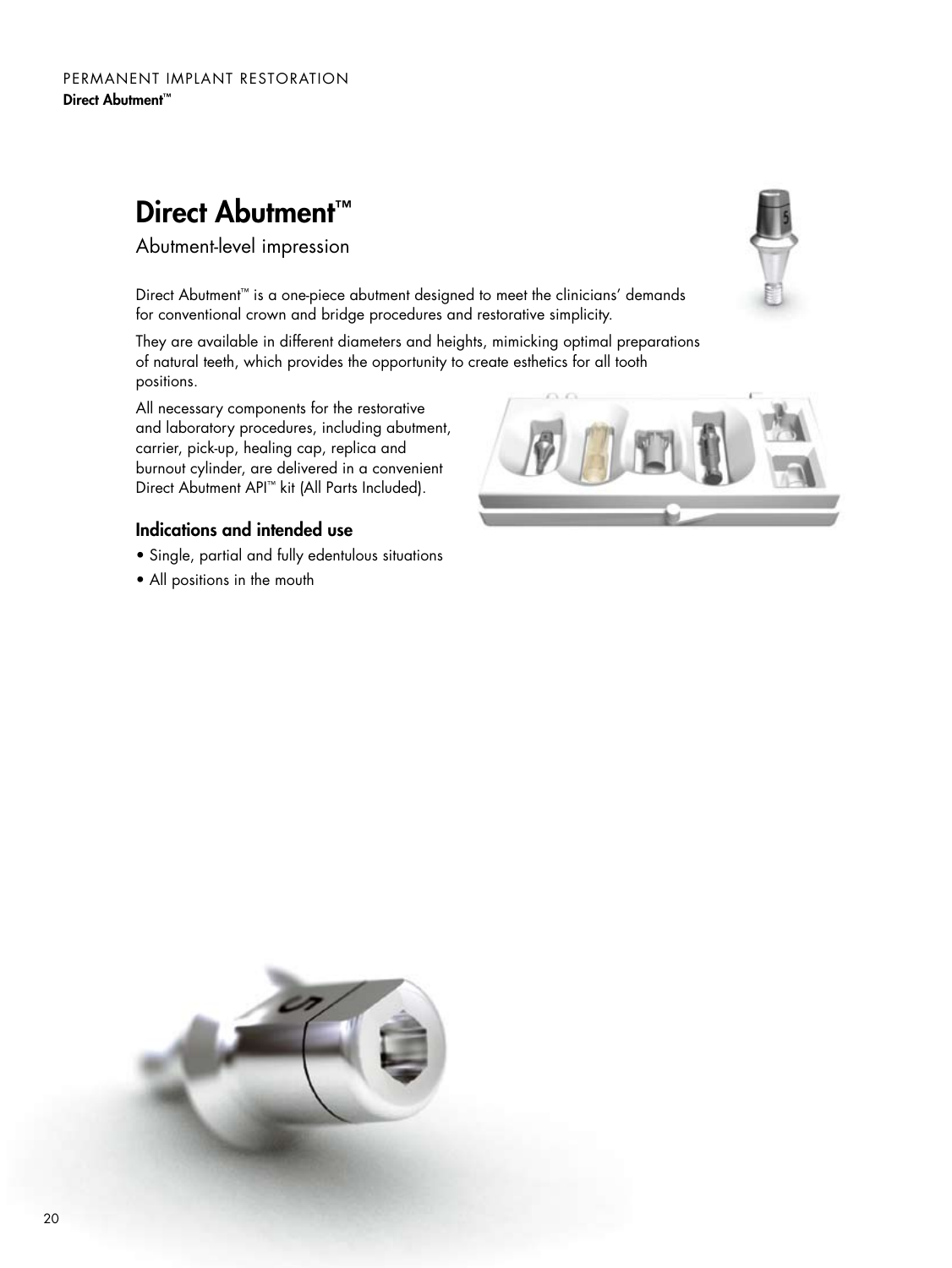# Direct Abutment™

## Abutment-level impression

Direct Abutment™ is a one-piece abutment designed to meet the clinicians' demands for conventional crown and bridge procedures and restorative simplicity.

They are available in different diameters and heights, mimicking optimal preparations of natural teeth, which provides the opportunity to create esthetics for all tooth positions.

All necessary components for the restorative and laboratory procedures, including abutment, carrier, pick-up, healing cap, replica and burnout cylinder, are delivered in a convenient Direct Abutment API™ kit (All Parts Included).

### Indications and intended use

- Single, partial and fully edentulous situations
- All positions in the mouth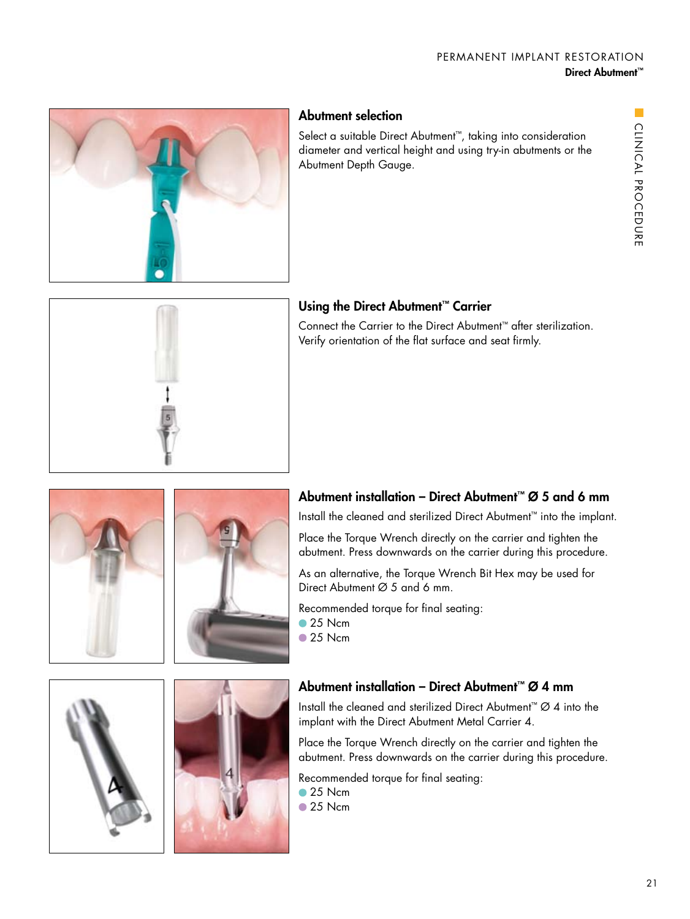## Abutment selection

Select a suitable Direct Abutment™, taking into consideration diameter and vertical height and using try-in abutments or the Abutment Depth Gauge.

## Using the Direct Abutment™ Carrier

Connect the Carrier to the Direct Abutment™ after sterilization. Verify orientation of the flat surface and seat firmly.

## Abutment installation – Direct Abutment™ Ø 5 and 6 mm

Install the cleaned and sterilized Direct Abutment™ into the implant.

Place the Torque Wrench directly on the carrier and tighten the abutment. Press downwards on the carrier during this procedure.

As an alternative, the Torque Wrench Bit Hex may be used for Direct Abutment Ø 5 and 6 mm.

Recommended torque for final seating:

- 25 Ncm
- 25 Ncm

## Abutment installation – Direct Abutment™ Ø 4 mm

Install the cleaned and sterilized Direct Abutment™ Ø 4 into the implant with the Direct Abutment Metal Carrier 4.

Place the Torque Wrench directly on the carrier and tighten the abutment. Press downwards on the carrier during this procedure.

Recommended torque for final seating:

- 25 Ncm
- 25 Ncm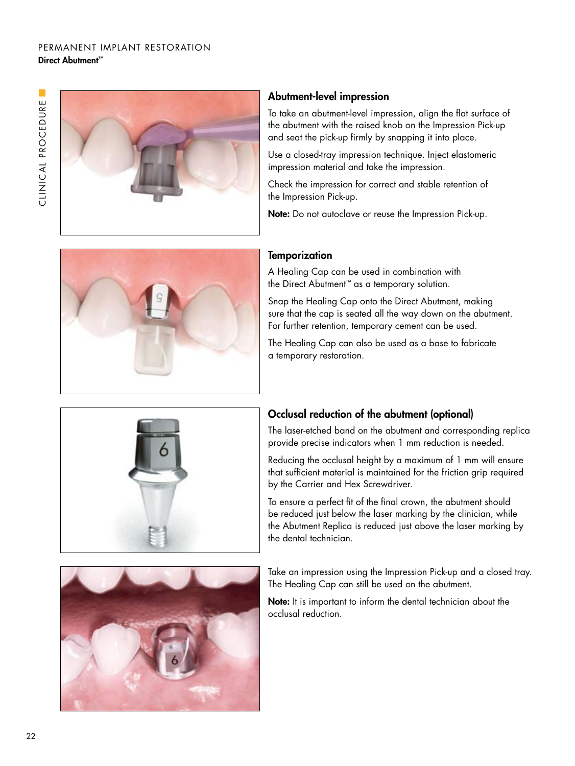## Abutment-level impression

To take an abutment-level impression, align the flat surface of the abutment with the raised knob on the Impression Pick-up and seat the pick-up firmly by snapping it into place.

Use a closed-tray impression technique. Inject elastomeric impression material and take the impression.

Check the impression for correct and stable retention of the Impression Pick-up.

**Note:** Do not autoclave or reuse the Impression Pick-up.

## Temporization

A Healing Cap can be used in combination with the Direct Abutment™ as a temporary solution.

Snap the Healing Cap onto the Direct Abutment, making sure that the cap is seated all the way down on the abutment. For further retention, temporary cement can be used.

The Healing Cap can also be used as a base to fabricate a temporary restoration.

## Occlusal reduction of the abutment (optional)

The laser-etched band on the abutment and corresponding replica provide precise indicators when 1 mm reduction is needed.

Reducing the occlusal height by a maximum of 1 mm will ensure that sufficient material is maintained for the friction grip required by the Carrier and Hex Screwdriver.

To ensure a perfect fit of the final crown, the abutment should be reduced just below the laser marking by the clinician, while the Abutment Replica is reduced just above the laser marking by the dental technician.

Take an impression using the Impression Pick-up and a closed tray. The Healing Cap can still be used on the abutment.

**Note:** It is important to inform the dental technician about the occlusal reduction.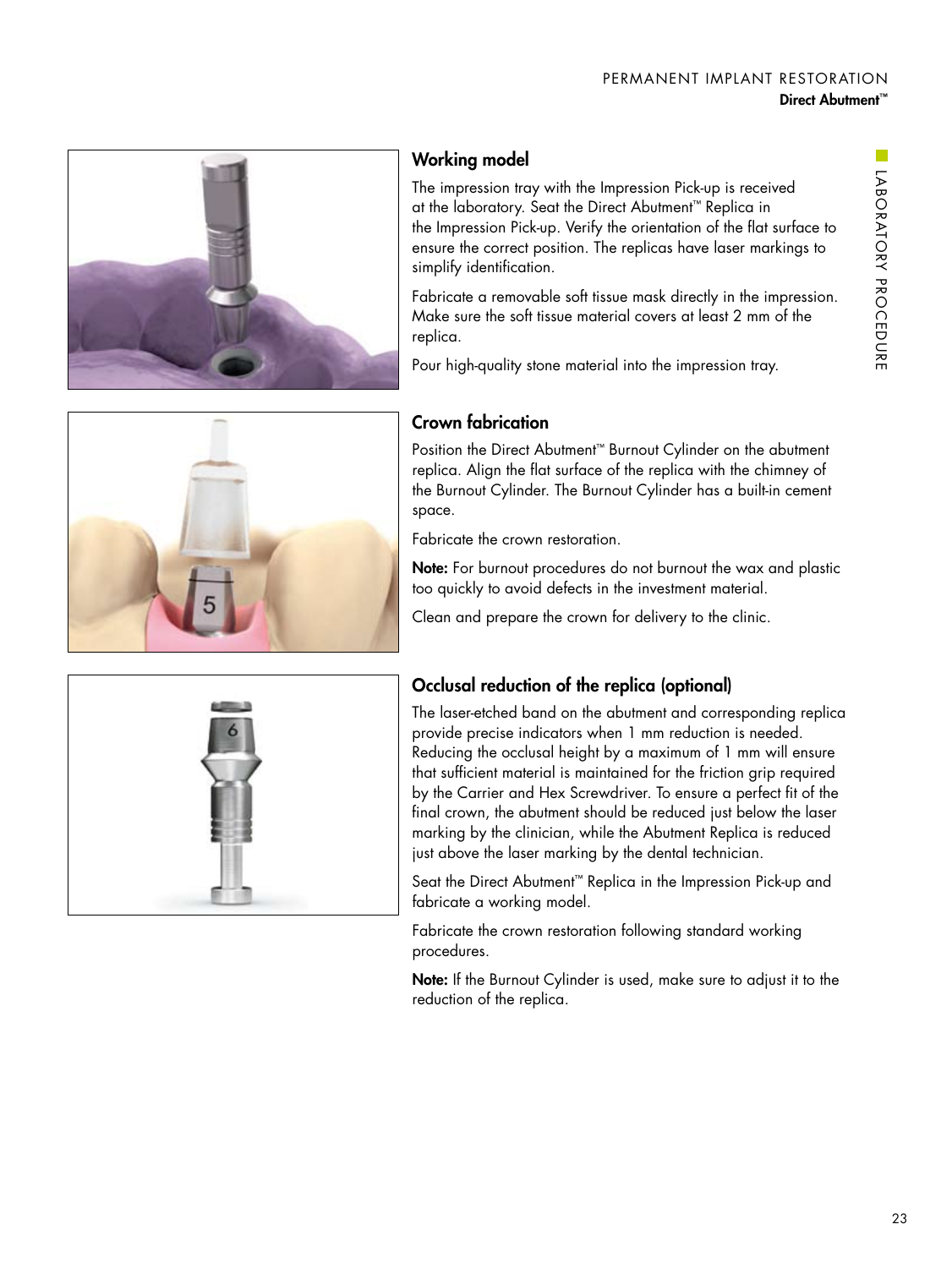## Working model

The impression tray with the Impression Pick-up is received at the laboratory. Seat the Direct Abutment™ Replica in the Impression Pick-up. Verify the orientation of the flat surface to ensure the correct position. The replicas have laser markings to simplify identification.

Fabricate a removable soft tissue mask directly in the impression. Make sure the soft tissue material covers at least 2 mm of the replica.

Pour high-quality stone material into the impression tray.

## Crown fabrication

Position the Direct Abutment™ Burnout Cylinder on the abutment replica. Align the flat surface of the replica with the chimney of the Burnout Cylinder. The Burnout Cylinder has a built-in cement space.

Fabricate the crown restoration.

**Note:** For burnout procedures do not burnout the wax and plastic too quickly to avoid defects in the investment material.

Clean and prepare the crown for delivery to the clinic.

## Occlusal reduction of the replica (optional)

The laser-etched band on the abutment and corresponding replica provide precise indicators when 1 mm reduction is needed. Reducing the occlusal height by a maximum of 1 mm will ensure that sufficient material is maintained for the friction grip required by the Carrier and Hex Screwdriver. To ensure a perfect fit of the final crown, the abutment should be reduced just below the laser marking by the clinician, while the Abutment Replica is reduced just above the laser marking by the dental technician.

Seat the Direct Abutment™ Replica in the Impression Pick-up and fabricate a working model.

Fabricate the crown restoration following standard working procedures.

**Note:** If the Burnout Cylinder is used, make sure to adjust it to the reduction of the replica.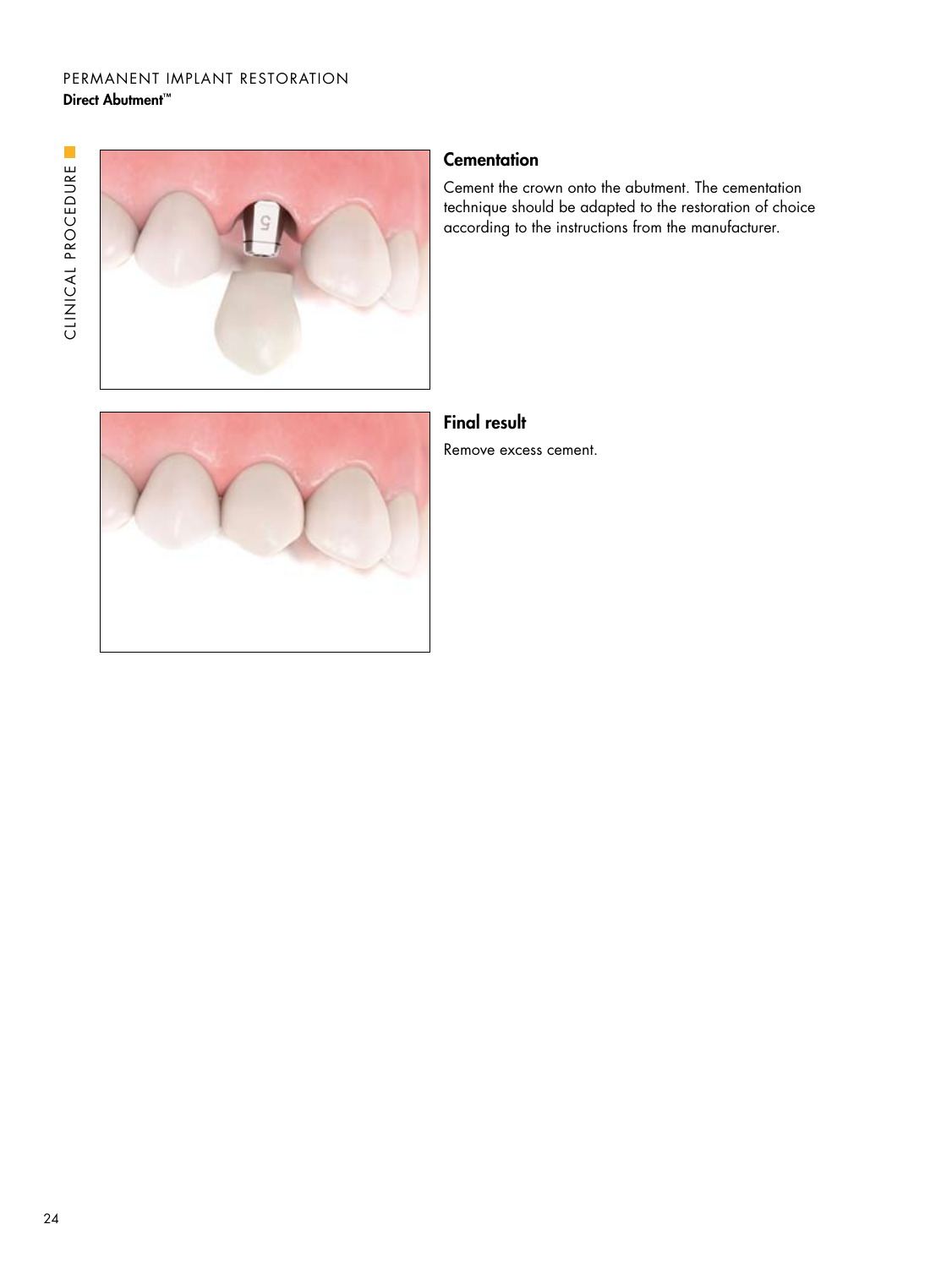## Cementation

Cement the crown onto the abutment. The cementation technique should be adapted to the restoration of choice according to the instructions from the manufacturer.

## Final result

Remove excess cement.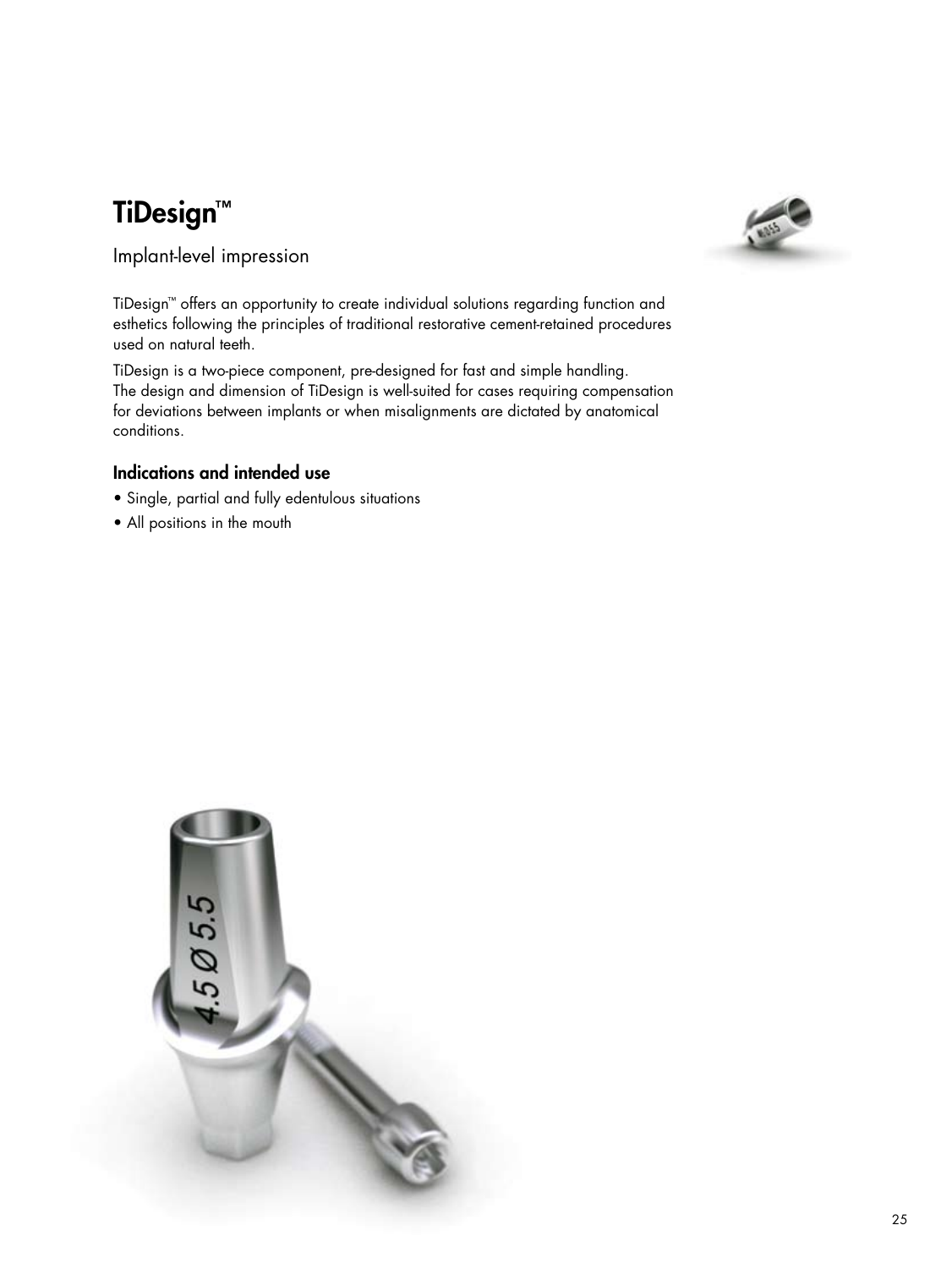# TiDesign™

## Implant-level impression

TiDesign™ offers an opportunity to create individual solutions regarding function and esthetics following the principles of traditional restorative cement-retained procedures used on natural teeth.

TiDesign is a two-piece component, pre-designed for fast and simple handling. The design and dimension of TiDesign is well-suited for cases requiring compensation for deviations between implants or when misalignments are dictated by anatomical conditions.

### Indications and intended use

- Single, partial and fully edentulous situations
- All positions in the mouth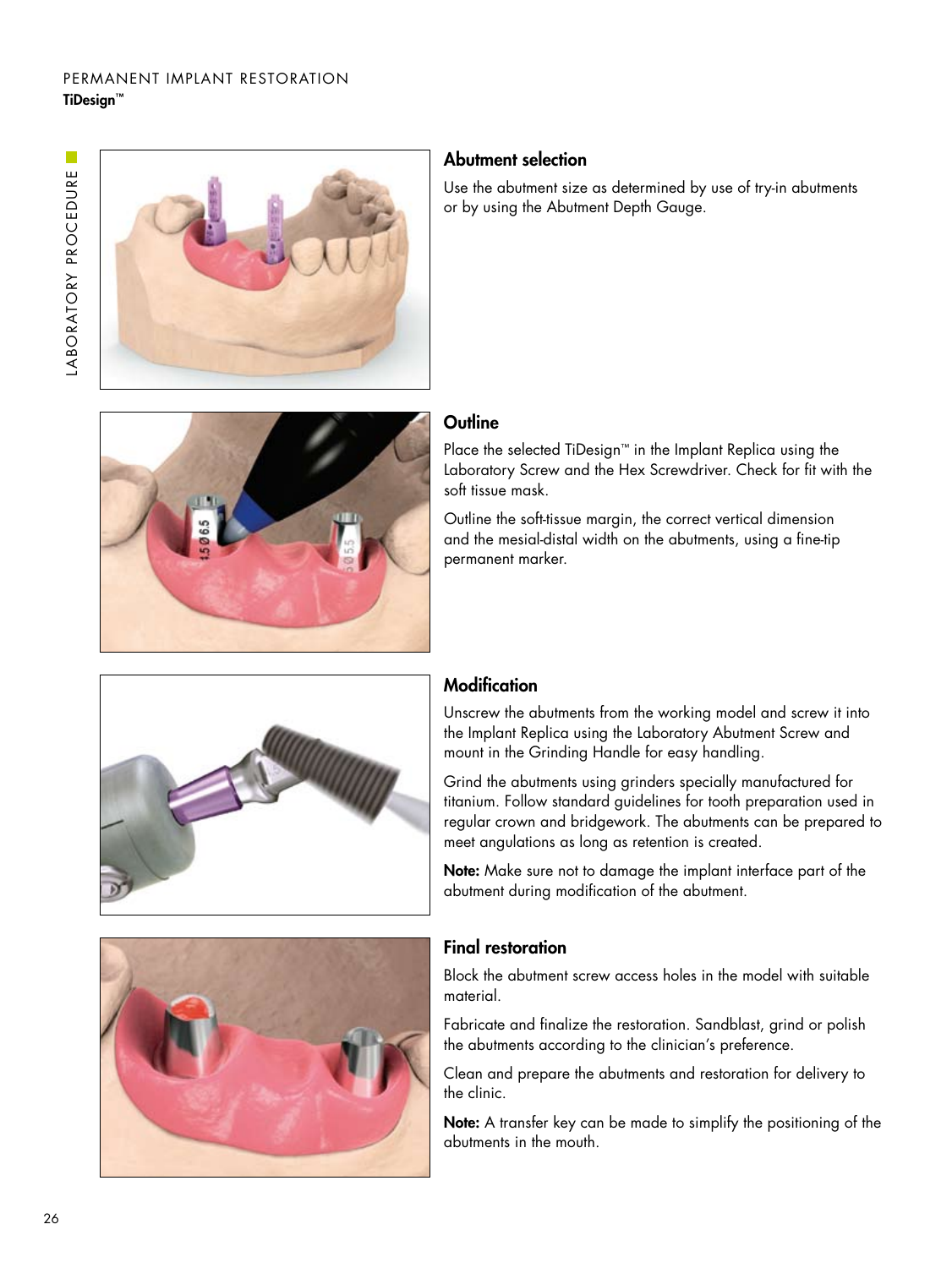PERMANENT IMPLANT RESTORATION

**TiDesign™**

LABORATORY PROCEDURE

## Abutment selection

Use the abutment size as determined by use of try-in abutments or by using the Abutment Depth Gauge.

## Outline

Place the selected TiDesign™ in the Implant Replica using the Laboratory Screw and the Hex Screwdriver. Check for fit with the soft tissue mask.

Outline the soft-tissue margin, the correct vertical dimension and the mesial-distal width on the abutments, using a fine-tip permanent marker.

## Modification

Unscrew the abutments from the working model and screw it into the Implant Replica using the Laboratory Abutment Screw and mount in the Grinding Handle for easy handling.

Grind the abutments using grinders specially manufactured for titanium. Follow standard guidelines for tooth preparation used in regular crown and bridgework. The abutments can be prepared to meet angulations as long as retention is created.

**Note:** Make sure not to damage the implant interface part of the abutment during modification of the abutment.

## Final restoration

Block the abutment screw access holes in the model with suitable material.

Fabricate and finalize the restoration. Sandblast, grind or polish the abutments according to the clinician's preference.

Clean and prepare the abutments and restoration for delivery to the clinic.

**Note:** A transfer key can be made to simplify the positioning of the abutments in the mouth.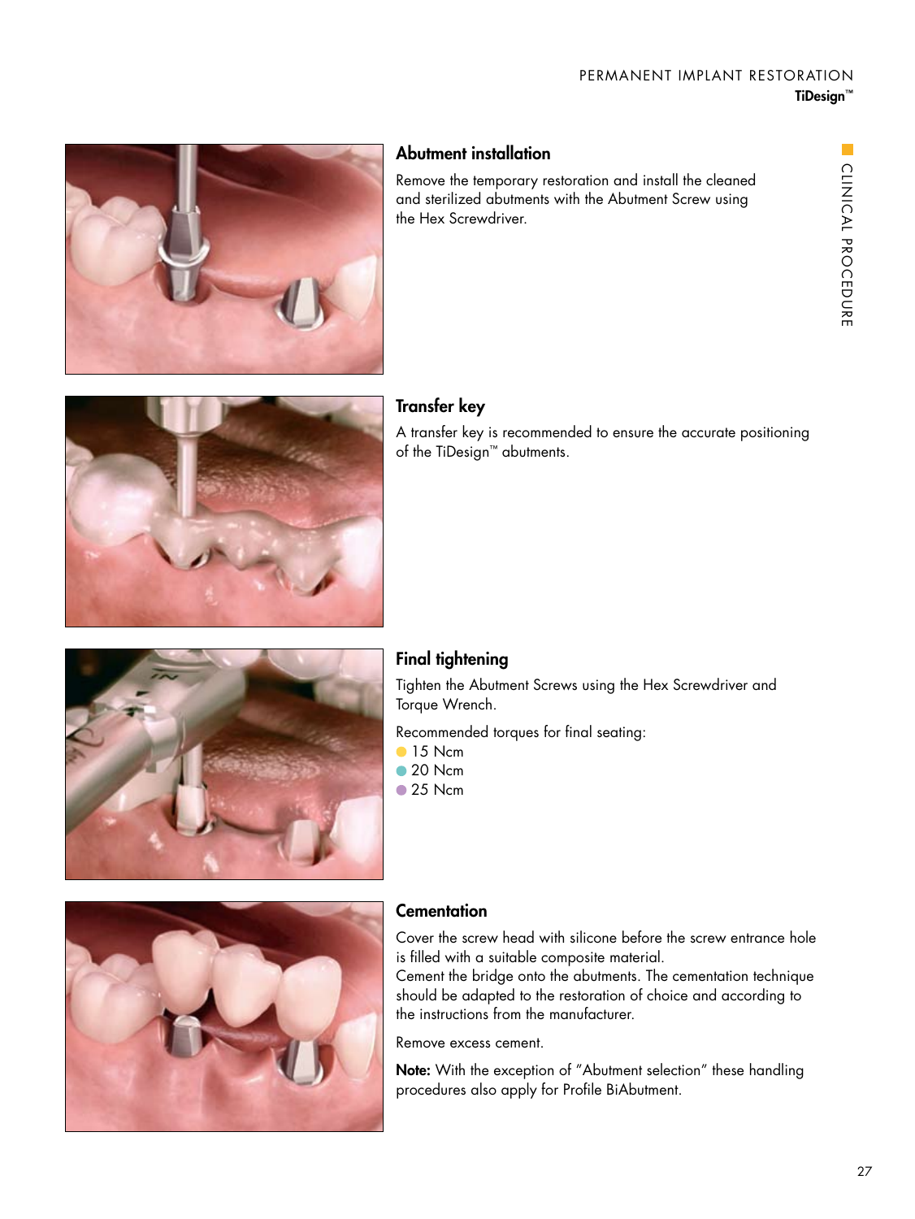## Abutment installation

Remove the temporary restoration and install the cleaned and sterilized abutments with the Abutment Screw using the Hex Screwdriver.

## Transfer key

A transfer key is recommended to ensure the accurate positioning of the TiDesign™ abutments.

## Final tightening

Tighten the Abutment Screws using the Hex Screwdriver and Torque Wrench.

Recommended torques for final seating:

- 15 Ncm
- 20 Ncm
- 25 Ncm

## Cementation

Cover the screw head with silicone before the screw entrance hole is filled with a suitable composite material.
Cement the bridge onto the abutments. The cementation technique should be adapted to the restoration of choice and according to the instructions from the manufacturer.

Remove excess cement.

**Note:** With the exception of "Abutment selection" these handling procedures also apply for Profile BiAbutment.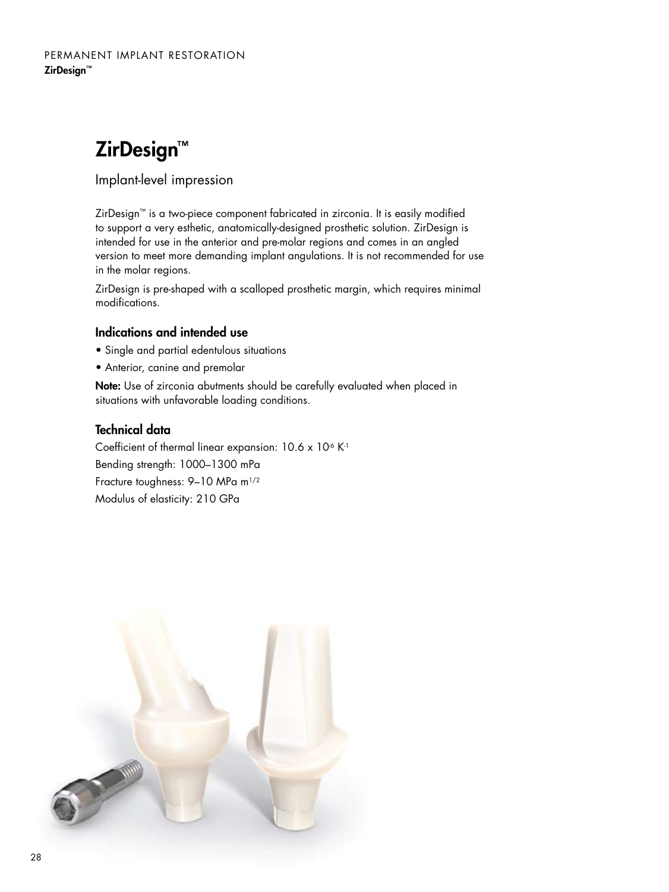# ZirDesign™

## Implant-level impression

ZirDesign™ is a two-piece component fabricated in zirconia. It is easily modified to support a very esthetic, anatomically-designed prosthetic solution. ZirDesign is intended for use in the anterior and pre-molar regions and comes in an angled version to meet more demanding implant angulations. It is not recommended for use in the molar regions.

ZirDesign is pre-shaped with a scalloped prosthetic margin, which requires minimal modifications.

### Indications and intended use

- Single and partial edentulous situations
- Anterior, canine and premolar

**Note:** Use of zirconia abutments should be carefully evaluated when placed in situations with unfavorable loading conditions.

### Technical data

Coefficient of thermal linear expansion: $10.6 \times 10^{-6}\ K^{-1}$

Bending strength: 1000–1300 mPa

Fracture toughness: 9–10 MPa $m^{1/2}$

Modulus of elasticity: 210 GPa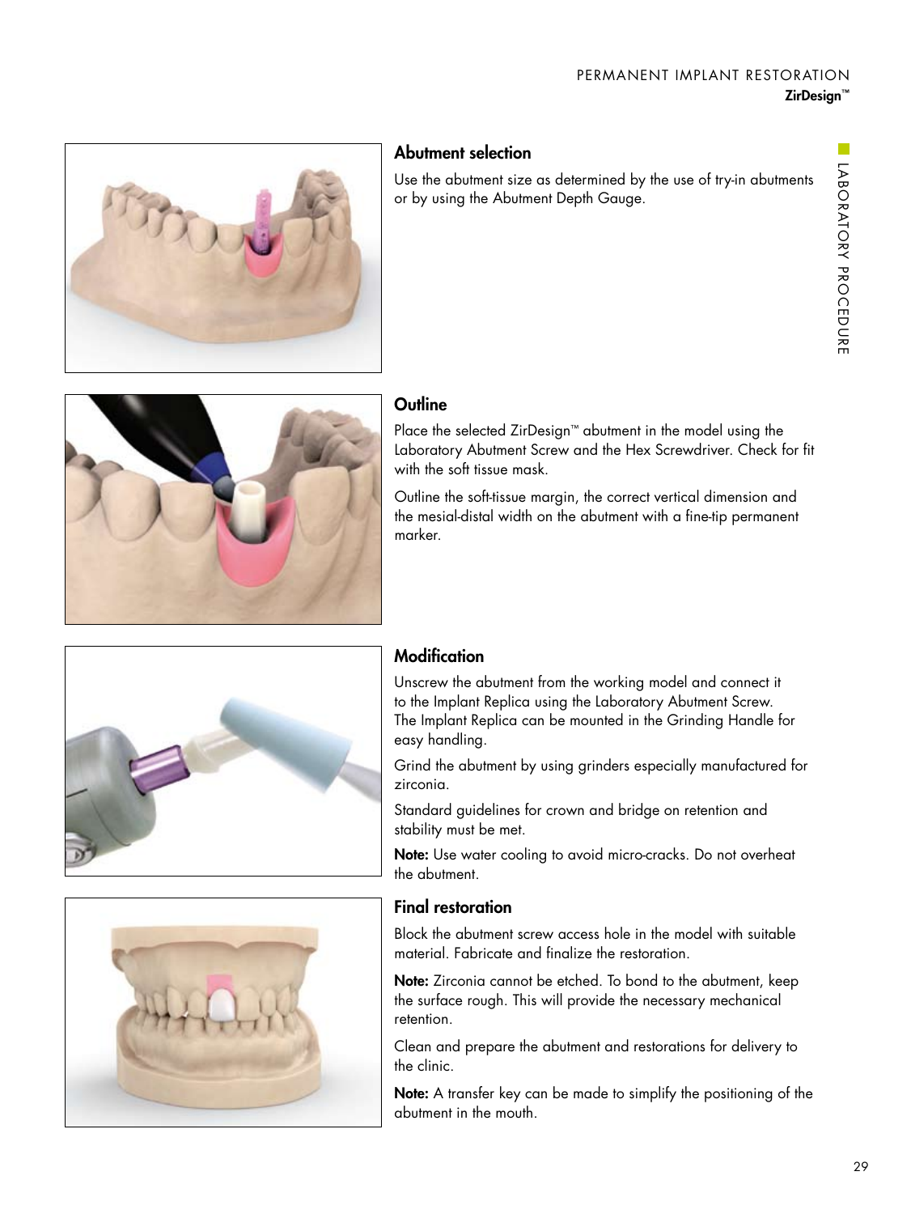## Abutment selection

Use the abutment size as determined by the use of try-in abutments or by using the Abutment Depth Gauge.

## Outline

Place the selected ZirDesign™ abutment in the model using the Laboratory Abutment Screw and the Hex Screwdriver. Check for fit with the soft tissue mask.

Outline the soft-tissue margin, the correct vertical dimension and the mesial-distal width on the abutment with a fine-tip permanent marker.

## Modification

Unscrew the abutment from the working model and connect it to the Implant Replica using the Laboratory Abutment Screw. The Implant Replica can be mounted in the Grinding Handle for easy handling.

Grind the abutment by using grinders especially manufactured for zirconia.

Standard guidelines for crown and bridge on retention and stability must be met.

**Note:** Use water cooling to avoid micro-cracks. Do not overheat the abutment.

## Final restoration

Block the abutment screw access hole in the model with suitable material. Fabricate and finalize the restoration.

**Note:** Zirconia cannot be etched. To bond to the abutment, keep the surface rough. This will provide the necessary mechanical retention.

Clean and prepare the abutment and restorations for delivery to the clinic.

**Note:** A transfer key can be made to simplify the positioning of the abutment in the mouth.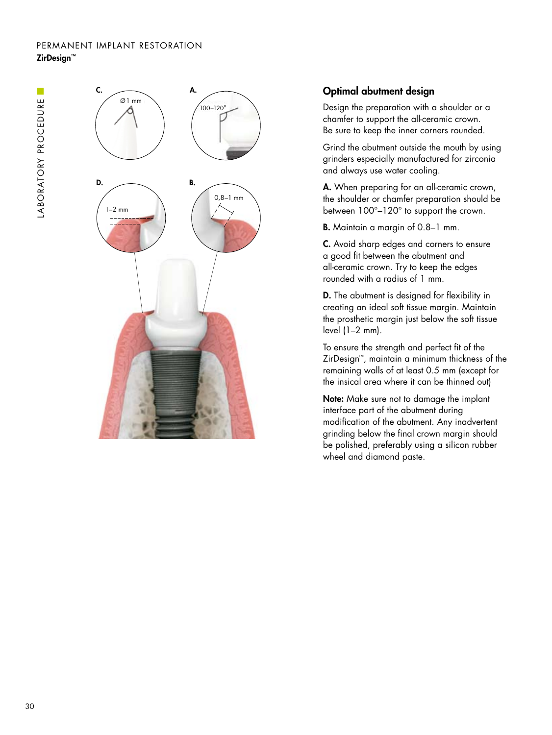PERMANENT IMPLANT RESTORATION

**ZirDesign™**

LABORATORY PROCEDURE

## Optimal abutment design

Design the preparation with a shoulder or a chamfer to support the all-ceramic crown. Be sure to keep the inner corners rounded.

Grind the abutment outside the mouth by using grinders especially manufactured for zirconia and always use water cooling.

**A.** When preparing for an all-ceramic crown, the shoulder or chamfer preparation should be between 100°–120° to support the crown.

**B.** Maintain a margin of 0.8–1 mm.

**C.** Avoid sharp edges and corners to ensure a good fit between the abutment and all-ceramic crown. Try to keep the edges rounded with a radius of 1 mm.

**D.** The abutment is designed for flexibility in creating an ideal soft tissue margin. Maintain the prosthetic margin just below the soft tissue level (1–2 mm).

To ensure the strength and perfect fit of the ZirDesign™, maintain a minimum thickness of the remaining walls of at least 0.5 mm (except for the insical area where it can be thinned out)

**Note:** Make sure not to damage the implant interface part of the abutment during modification of the abutment. Any inadvertent grinding below the final crown margin should be polished, preferably using a silicon rubber wheel and diamond paste.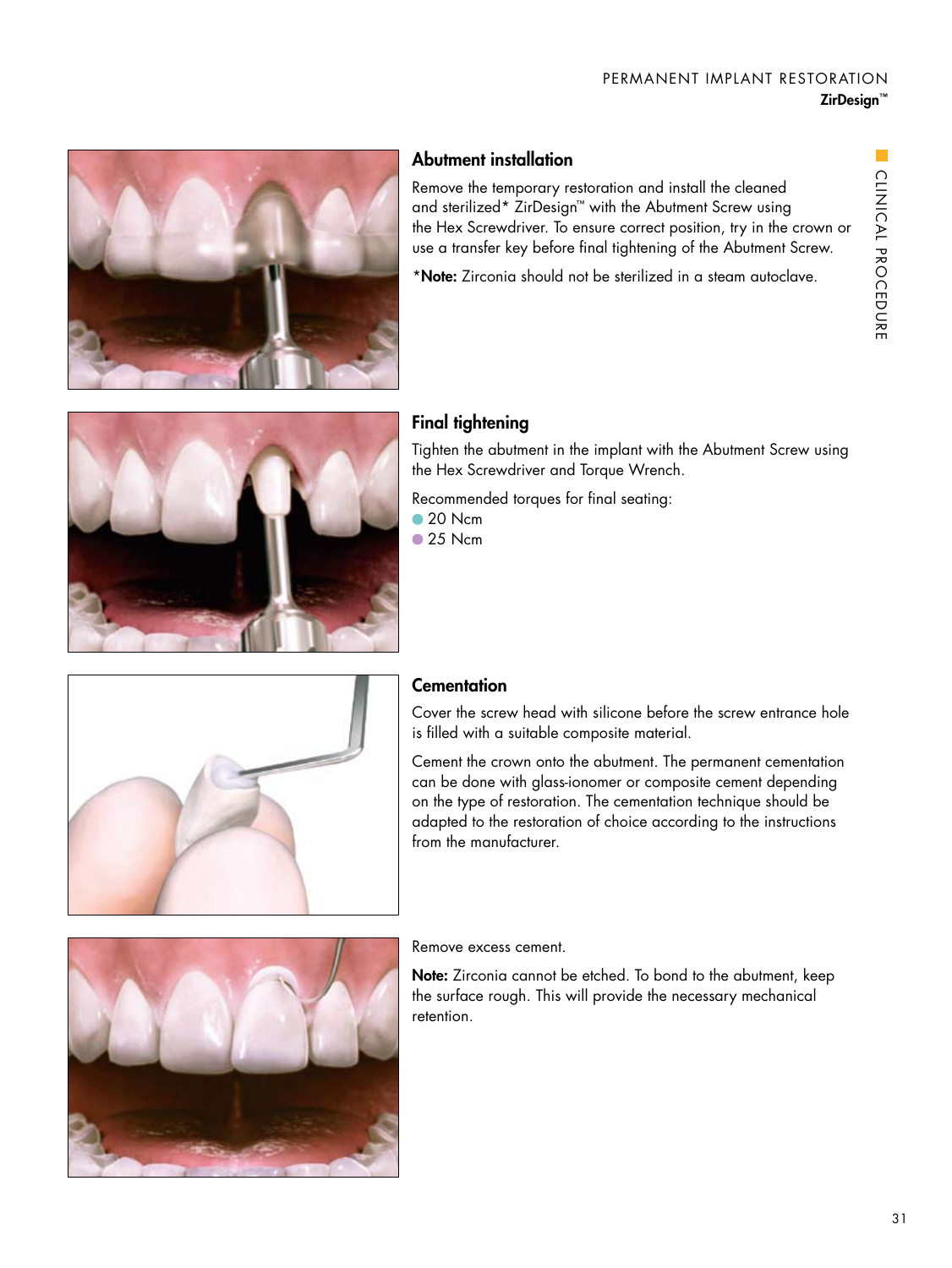## Abutment installation

Remove the temporary restoration and install the cleaned and sterilized* ZirDesign™ with the Abutment Screw using the Hex Screwdriver. To ensure correct position, try in the crown or use a transfer key before final tightening of the Abutment Screw.

***Note:** Zirconia should not be sterilized in a steam autoclave.

## Final tightening

Tighten the abutment in the implant with the Abutment Screw using the Hex Screwdriver and Torque Wrench.

Recommended torques for final seating:

- 20 Ncm
- 25 Ncm

## Cementation

Cover the screw head with silicone before the screw entrance hole is filled with a suitable composite material.

Cement the crown onto the abutment. The permanent cementation can be done with glass-ionomer or composite cement depending on the type of restoration. The cementation technique should be adapted to the restoration of choice according to the instructions from the manufacturer.

Remove excess cement.

**Note:** Zirconia cannot be etched. To bond to the abutment, keep the surface rough. This will provide the necessary mechanical retention.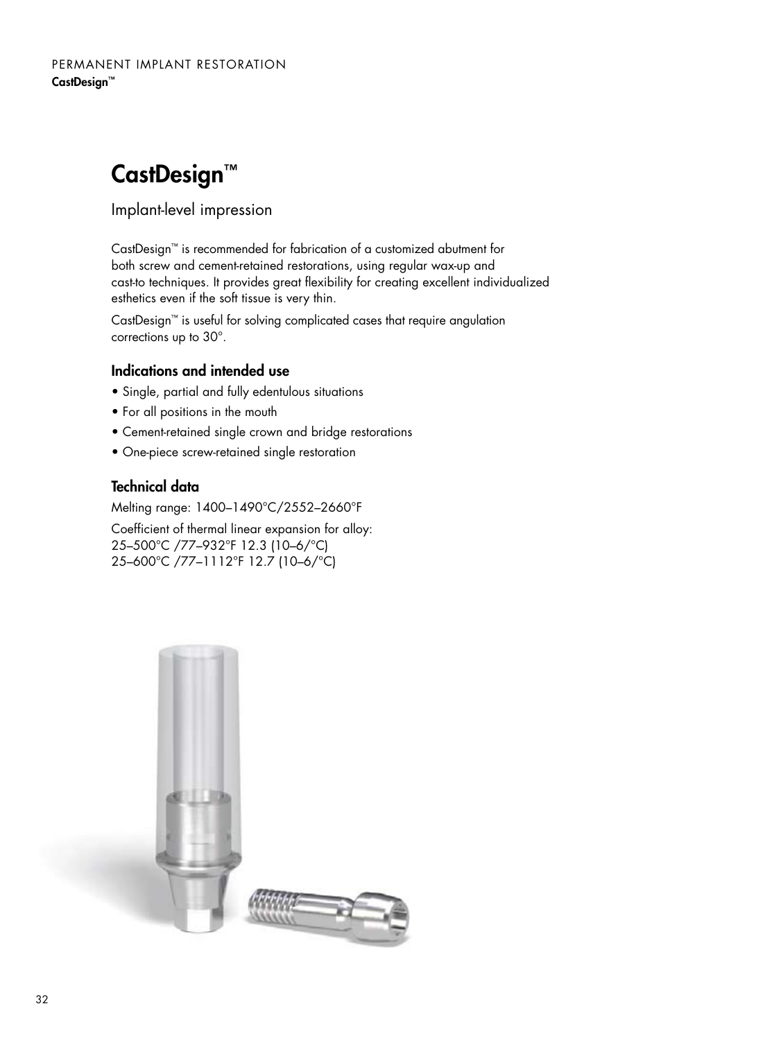# CastDesign™

## Implant-level impression

CastDesign™ is recommended for fabrication of a customized abutment for both screw and cement-retained restorations, using regular wax-up and cast-to techniques. It provides great flexibility for creating excellent individualized esthetics even if the soft tissue is very thin.

CastDesign™ is useful for solving complicated cases that require angulation corrections up to 30°.

### Indications and intended use

- Single, partial and fully edentulous situations
- For all positions in the mouth
- Cement-retained single crown and bridge restorations
- One-piece screw-retained single restoration

### Technical data

Melting range: 1400–1490°C/2552–2660°F

Coefficient of thermal linear expansion for alloy:
25–500°C /77–932°F 12.3 (10–6/°C)
25–600°C /77–1112°F 12.7 (10–6/°C)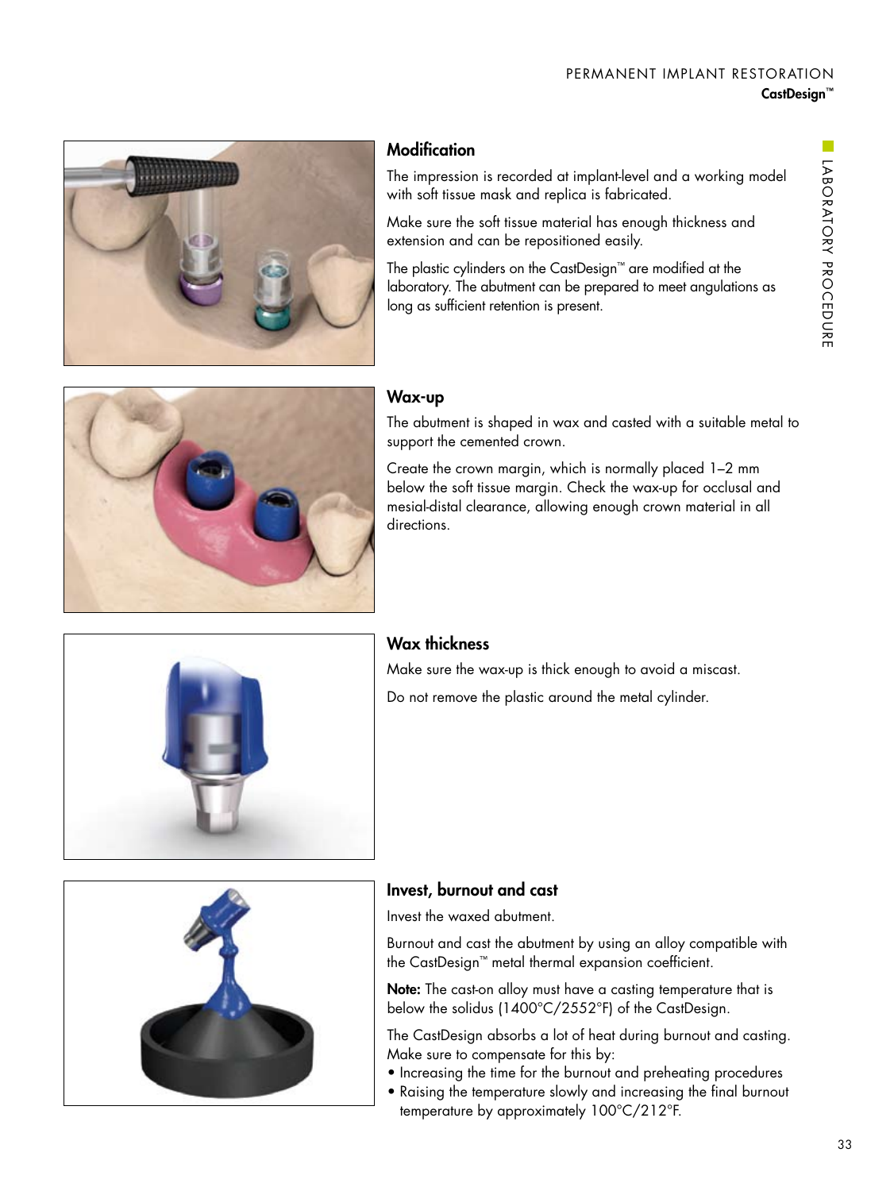## Modification

The impression is recorded at implant-level and a working model with soft tissue mask and replica is fabricated.

Make sure the soft tissue material has enough thickness and extension and can be repositioned easily.

The plastic cylinders on the CastDesign™ are modified at the laboratory. The abutment can be prepared to meet angulations as long as sufficient retention is present.

## Wax-up

The abutment is shaped in wax and casted with a suitable metal to support the cemented crown.

Create the crown margin, which is normally placed 1–2 mm below the soft tissue margin. Check the wax-up for occlusal and mesial-distal clearance, allowing enough crown material in all directions.

## Wax thickness

Make sure the wax-up is thick enough to avoid a miscast.

Do not remove the plastic around the metal cylinder.

## Invest, burnout and cast

Invest the waxed abutment.

Burnout and cast the abutment by using an alloy compatible with the CastDesign™ metal thermal expansion coefficient.

**Note:** The cast-on alloy must have a casting temperature that is below the solidus (1400°C/2552°F) of the CastDesign.

The CastDesign absorbs a lot of heat during burnout and casting. Make sure to compensate for this by:

- Increasing the time for the burnout and preheating procedures
- Raising the temperature slowly and increasing the final burnout temperature by approximately 100°C/212°F.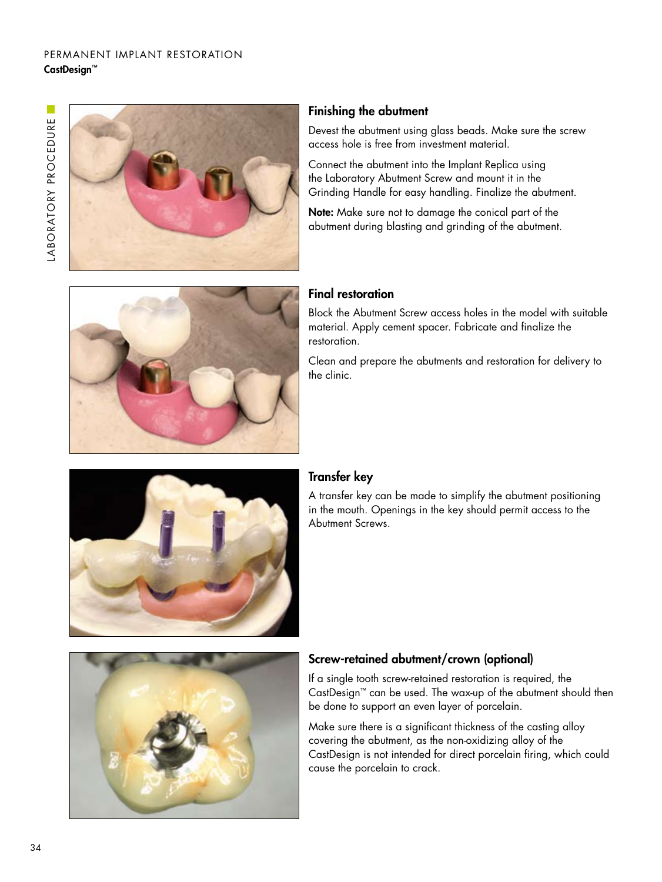## Finishing the abutment

Devest the abutment using glass beads. Make sure the screw access hole is free from investment material.

Connect the abutment into the Implant Replica using the Laboratory Abutment Screw and mount it in the Grinding Handle for easy handling. Finalize the abutment.

**Note:** Make sure not to damage the conical part of the abutment during blasting and grinding of the abutment.

## Final restoration

Block the Abutment Screw access holes in the model with suitable material. Apply cement spacer. Fabricate and finalize the restoration.

Clean and prepare the abutments and restoration for delivery to the clinic.

## Transfer key

A transfer key can be made to simplify the abutment positioning in the mouth. Openings in the key should permit access to the Abutment Screws.

## Screw-retained abutment/crown (optional)

If a single tooth screw-retained restoration is required, the CastDesign™ can be used. The wax-up of the abutment should then be done to support an even layer of porcelain.

Make sure there is a significant thickness of the casting alloy covering the abutment, as the non-oxidizing alloy of the CastDesign is not intended for direct porcelain firing, which could cause the porcelain to crack.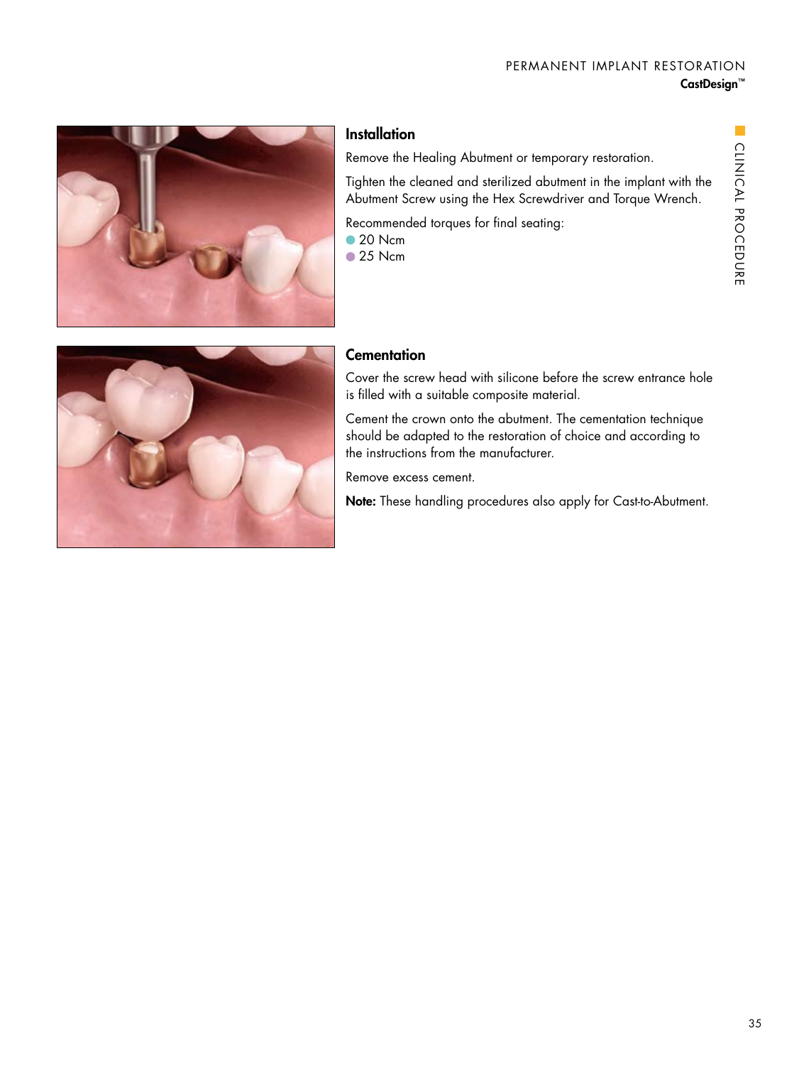### Installation

Remove the Healing Abutment or temporary restoration.

Tighten the cleaned and sterilized abutment in the implant with the Abutment Screw using the Hex Screwdriver and Torque Wrench.

Recommended torques for final seating:

- 20 Ncm
- 25 Ncm

### Cementation

Cover the screw head with silicone before the screw entrance hole is filled with a suitable composite material.

Cement the crown onto the abutment. The cementation technique should be adapted to the restoration of choice and according to the instructions from the manufacturer.

Remove excess cement.

**Note:** These handling procedures also apply for Cast-to-Abutment.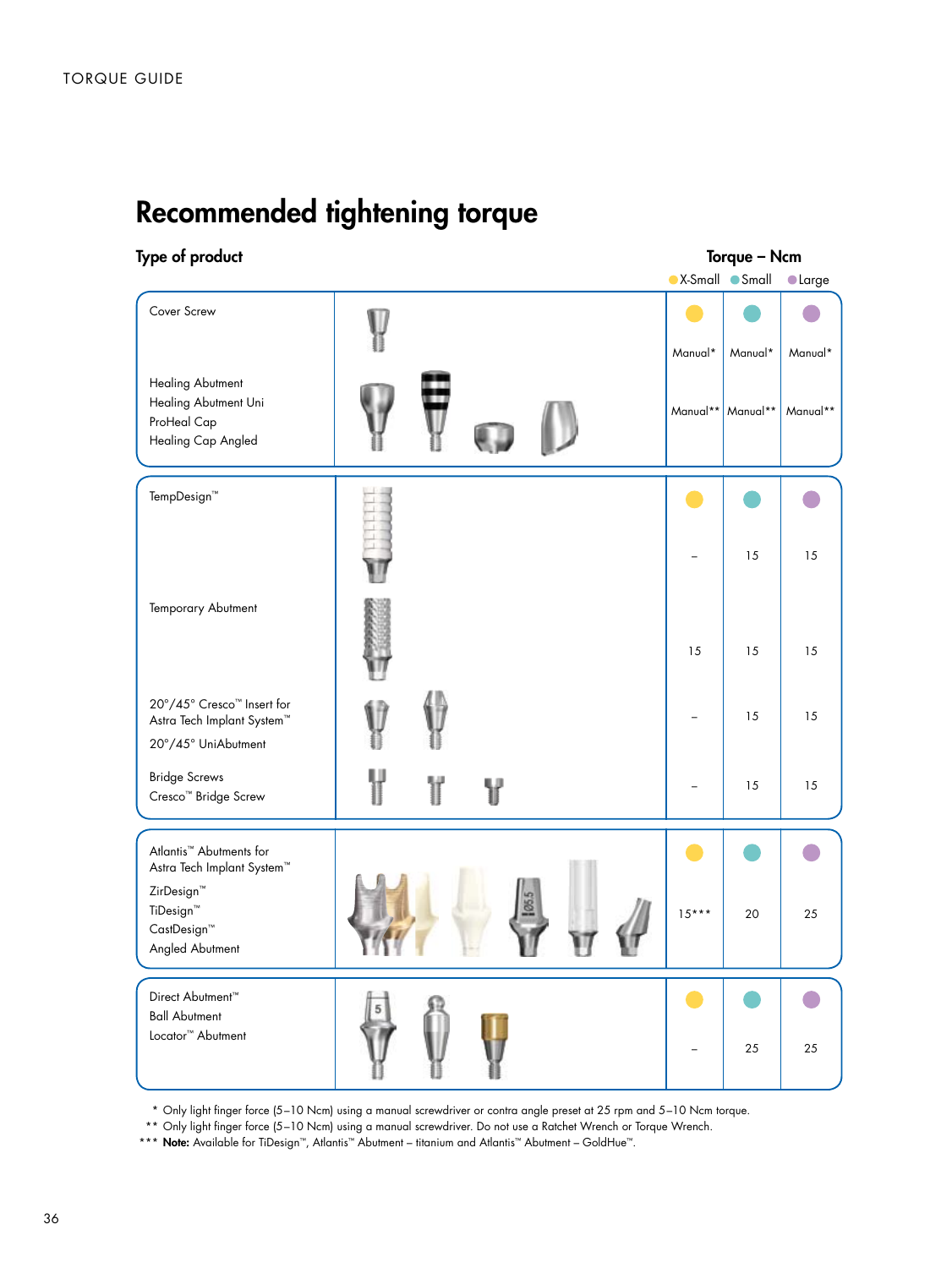# Recommended tightening torque

| Type of product | Torque – Ncm X-Small | Small | Large |
|---|---|---|---|
| Cover Screw | Manual* | Manual* | Manual* |
| Healing Abutment<br>Healing Abutment Uni<br>ProHeal Cap<br>Healing Cap Angled | Manual** | Manual** | Manual** |
| TempDesign™ | – | 15 | 15 |
| Temporary Abutment | 15 | 15 | 15 |
| 20°/45° Cresco™ Insert for Astra Tech Implant System™<br>20°/45° UniAbutment | – | 15 | 15 |
| Bridge Screws<br>Cresco™ Bridge Screw | – | 15 | 15 |
| Atlantis™ Abutments for Astra Tech Implant System™<br>ZirDesign™<br>TiDesign™<br>CastDesign™<br>Angled Abutment | 15*** | 20 | 25 |
| Direct Abutment™<br>Ball Abutment<br>Locator™ Abutment | – | 25 | 25 |

\* Only light finger force (5–10 Ncm) using a manual screwdriver or contra angle preset at 25 rpm and 5–10 Ncm torque.

\*\* Only light finger force (5–10 Ncm) using a manual screwdriver. Do not use a Ratchet Wrench or Torque Wrench.

\*\*\* **Note:** Available for TiDesign™, Atlantis™ Abutment – titanium and Atlantis™ Abutment – GoldHue™.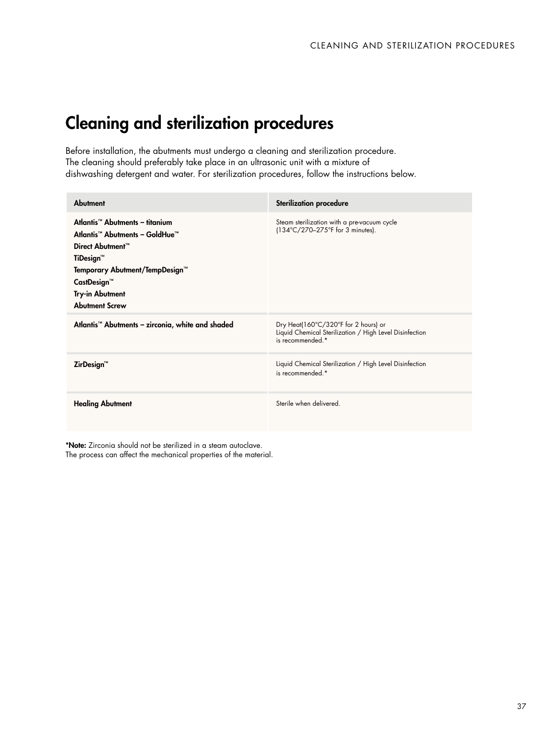# Cleaning and sterilization procedures

Before installation, the abutments must undergo a cleaning and sterilization procedure. The cleaning should preferably take place in an ultrasonic unit with a mixture of dishwashing detergent and water. For sterilization procedures, follow the instructions below.

| Abutment | Sterilization procedure |
|---|---|
| **Atlantis™ Abutments – titanium**<br>**Atlantis™ Abutments – GoldHue™**<br>**Direct Abutment™**<br>**TiDesign™**<br>**Temporary Abutment/TempDesign™**<br>**CastDesign™**<br>**Try-in Abutment**<br>**Abutment Screw** | Steam sterilization with a pre-vacuum cycle (134°C/270–275°F for 3 minutes). |
| **Atlantis™ Abutments – zirconia, white and shaded** | Dry Heat(160°C/320°F for 2 hours) or Liquid Chemical Sterilization / High Level Disinfection is recommended.* |
| **ZirDesign™** | Liquid Chemical Sterilization / High Level Disinfection is recommended.* |
| **Healing Abutment** | Sterile when delivered. |

***Note:** Zirconia should not be sterilized in a steam autoclave.
The process can affect the mechanical properties of the material.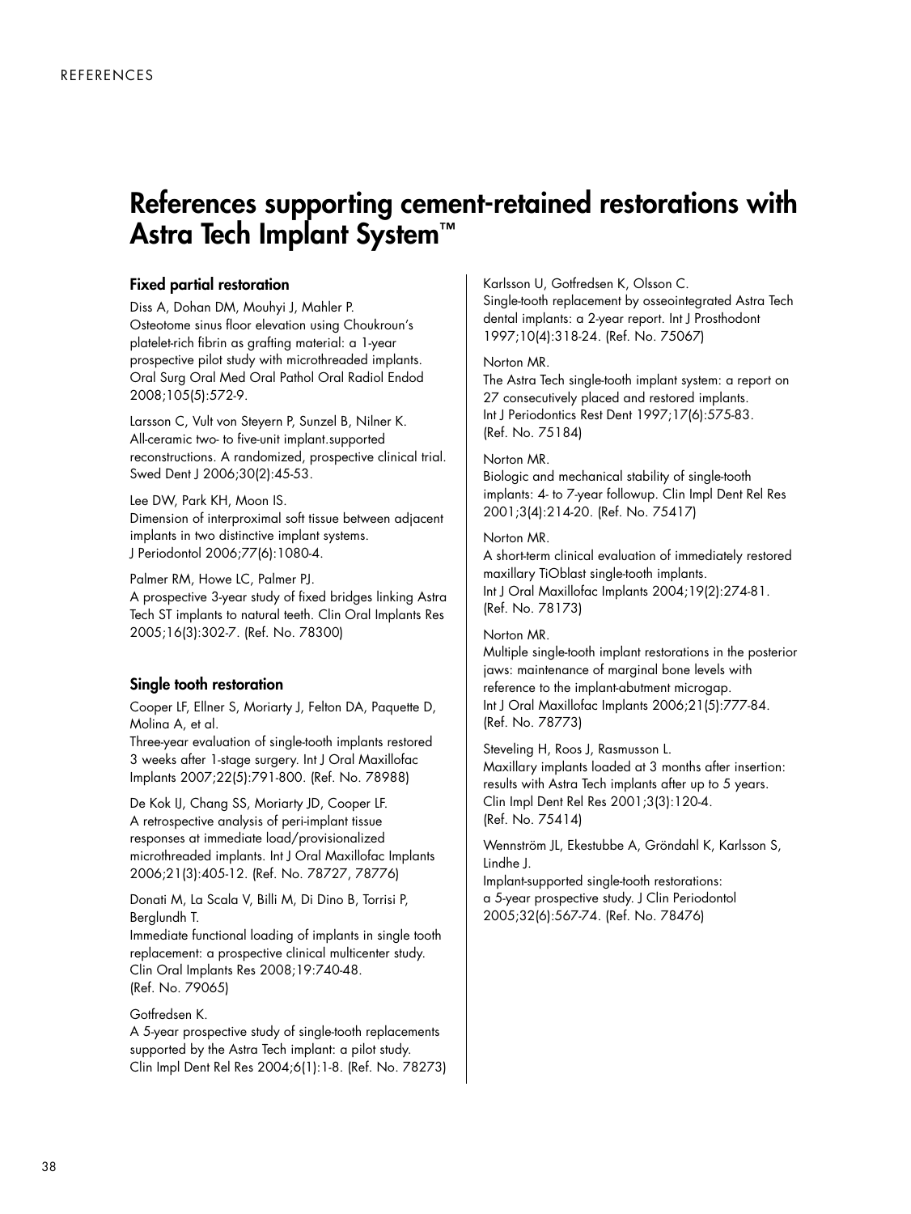# References supporting cement-retained restorations with Astra Tech Implant System™

## Fixed partial restoration

Diss A, Dohan DM, Mouhyi J, Mahler P.
Osteotome sinus floor elevation using Choukroun's platelet-rich fibrin as grafting material: a 1-year prospective pilot study with microthreaded implants. Oral Surg Oral Med Oral Pathol Oral Radiol Endod 2008;105(5):572-9.

Larsson C, Vult von Steyern P, Sunzel B, Nilner K.
All-ceramic two- to five-unit implant.supported reconstructions. A randomized, prospective clinical trial. Swed Dent J 2006;30(2):45-53.

Lee DW, Park KH, Moon IS.
Dimension of interproximal soft tissue between adjacent implants in two distinctive implant systems. J Periodontol 2006;77(6):1080-4.

Palmer RM, Howe LC, Palmer PJ.
A prospective 3-year study of fixed bridges linking Astra Tech ST implants to natural teeth. Clin Oral Implants Res 2005;16(3):302-7. (Ref. No. 78300)

## Single tooth restoration

Cooper LF, Ellner S, Moriarty J, Felton DA, Paquette D, Molina A, et al.
Three-year evaluation of single-tooth implants restored 3 weeks after 1-stage surgery. Int J Oral Maxillofac Implants 2007;22(5):791-800. (Ref. No. 78988)

De Kok IJ, Chang SS, Moriarty JD, Cooper LF.
A retrospective analysis of peri-implant tissue responses at immediate load/provisionalized microthreaded implants. Int J Oral Maxillofac Implants 2006;21(3):405-12. (Ref. No. 78727, 78776)

Donati M, La Scala V, Billi M, Di Dino B, Torrisi P, Berglundh T.
Immediate functional loading of implants in single tooth replacement: a prospective clinical multicenter study. Clin Oral Implants Res 2008;19:740-48. (Ref. No. 79065)

Gotfredsen K.
A 5-year prospective study of single-tooth replacements supported by the Astra Tech implant: a pilot study. Clin Impl Dent Rel Res 2004;6(1):1-8. (Ref. No. 78273)

Karlsson U, Gotfredsen K, Olsson C.
Single-tooth replacement by osseointegrated Astra Tech dental implants: a 2-year report. Int J Prosthodont 1997;10(4):318-24. (Ref. No. 75067)

Norton MR.
The Astra Tech single-tooth implant system: a report on 27 consecutively placed and restored implants. Int J Periodontics Rest Dent 1997;17(6):575-83. (Ref. No. 75184)

Norton MR.
Biologic and mechanical stability of single-tooth implants: 4- to 7-year followup. Clin Impl Dent Rel Res 2001;3(4):214-20. (Ref. No. 75417)

Norton MR.
A short-term clinical evaluation of immediately restored maxillary TiOblast single-tooth implants. Int J Oral Maxillofac Implants 2004;19(2):274-81. (Ref. No. 78173)

Norton MR.
Multiple single-tooth implant restorations in the posterior jaws: maintenance of marginal bone levels with reference to the implant-abutment microgap. Int J Oral Maxillofac Implants 2006;21(5):777-84. (Ref. No. 78773)

Steveling H, Roos J, Rasmusson L.
Maxillary implants loaded at 3 months after insertion: results with Astra Tech implants after up to 5 years. Clin Impl Dent Rel Res 2001;3(3):120-4. (Ref. No. 75414)

Wennström JL, Ekestubbe A, Gröndahl K, Karlsson S, Lindhe J.
Implant-supported single-tooth restorations: a 5-year prospective study. J Clin Periodontol 2005;32(6):567-74. (Ref. No. 78476)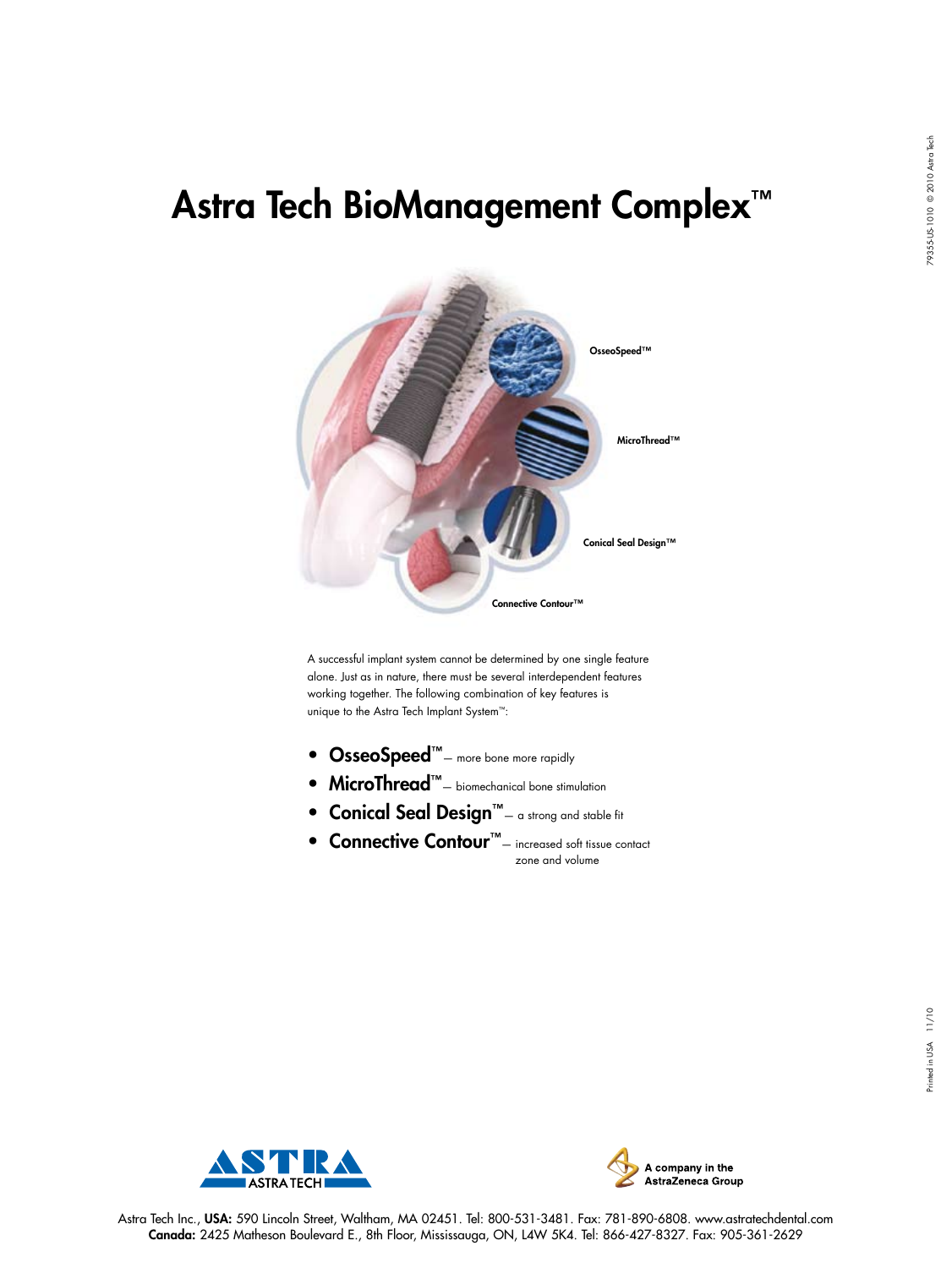# Astra Tech BioManagement Complex™

OsseoSpeed™

MicroThread™

Conical Seal Design™

Connective Contour™

A successful implant system cannot be determined by one single feature alone. Just as in nature, there must be several interdependent features working together. The following combination of key features is unique to the Astra Tech Implant System™:

- **OsseoSpeed™** – more bone more rapidly
- **MicroThread™** – biomechanical bone stimulation
- **Conical Seal Design™** – a strong and stable fit
- **Connective Contour™** – increased soft tissue contact zone and volume

79355-US-1010 © 2010 Astra Tech

Printed in USA 11/10

ASTRA TECH

A company in the AstraZeneca Group

Astra Tech Inc., **USA:** 590 Lincoln Street, Waltham, MA 02451. Tel: 800-531-3481. Fax: 781-890-6808. www.astratechdental.com
**Canada:** 2425 Matheson Boulevard E., 8th Floor, Mississauga, ON, L4W 5K4. Tel: 866-427-8327. Fax: 905-361-2629